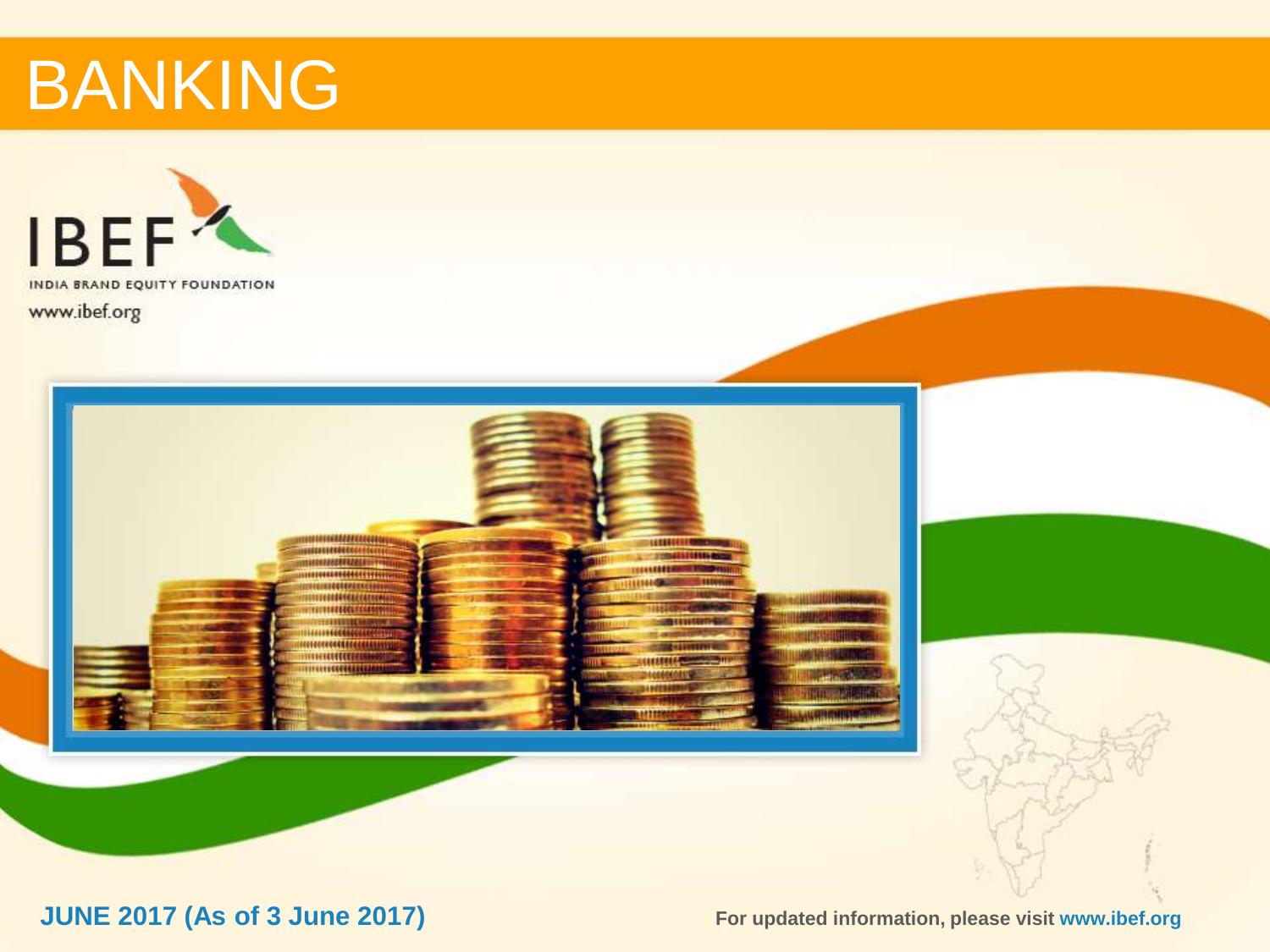# BANKING

IBEF

INDIA BRAND EQUITY FOUNDATION

www.ibef.org

**JUNE 2017 (As of 3 June 2017)**

**For updated information, please visit www.ibef.org**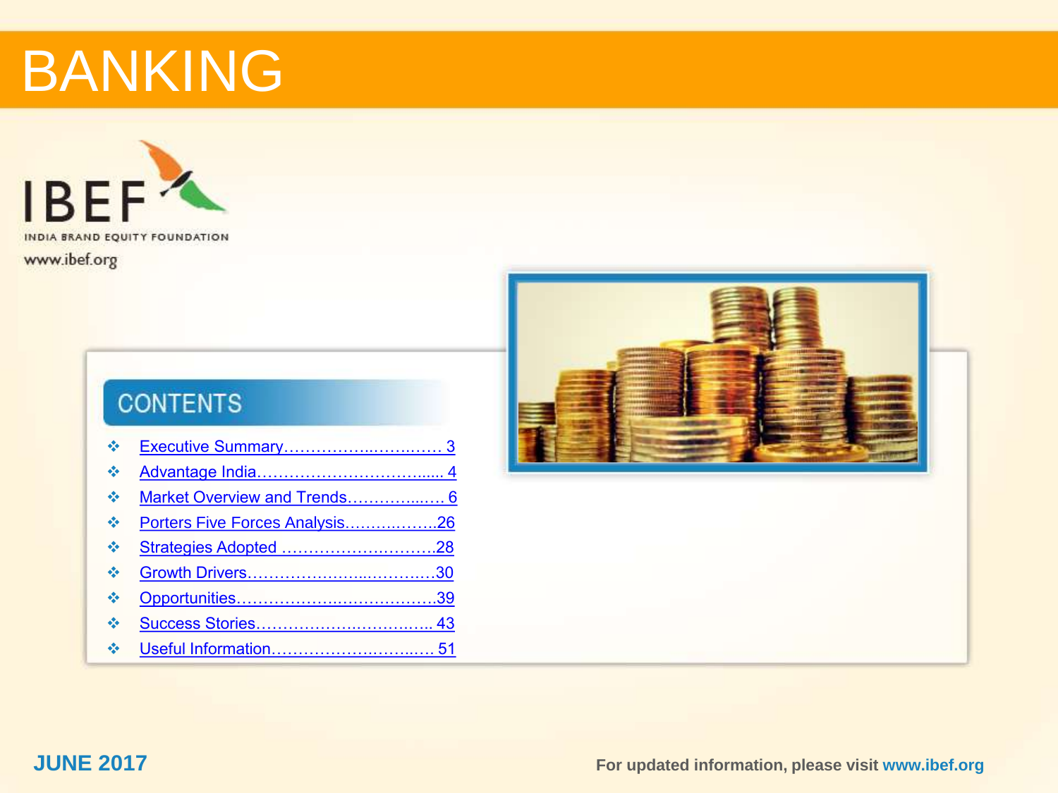# BANKING

INDIA BRAND EQUITY FOUNDATION
www.ibef.org

## CONTENTS

- Executive Summary…………….….…..…… 3
- Advantage India……………………………..... 4
- Market Overview and Trends……………..…. 6
- Porters Five Forces Analysis……….…….26
- Strategies Adopted ………………………….28
- Growth Drivers…………………...……….…30
- Opportunities………………….….…………..39
- Success Stories…………………….…………. 43
- Useful Information……………….……..…. 51

**JUNE 2017**

For updated information, please visit **www.ibef.org**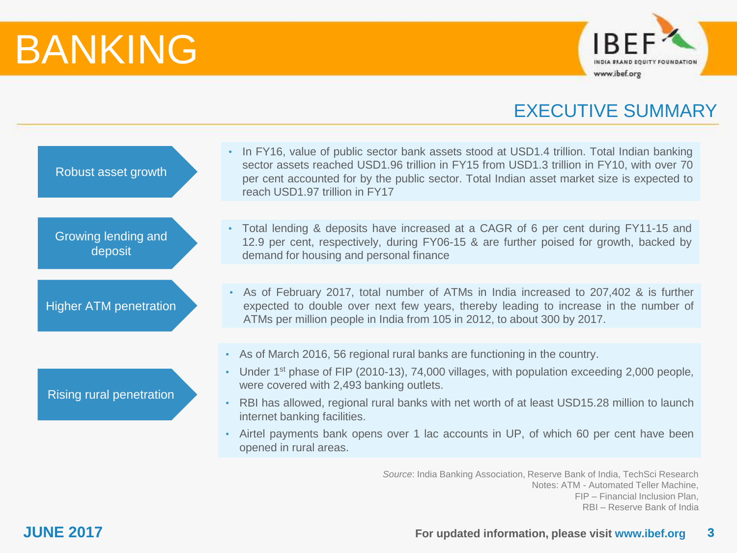# BANKING

## EXECUTIVE SUMMARY

**Robust asset growth**

- In FY16, value of public sector bank assets stood at USD1.4 trillion. Total Indian banking sector assets reached USD1.96 trillion in FY15 from USD1.3 trillion in FY10, with over 70 per cent accounted for by the public sector. Total Indian asset market size is expected to reach USD1.97 trillion in FY17

**Growing lending and deposit**

- Total lending & deposits have increased at a CAGR of 6 per cent during FY11-15 and 12.9 per cent, respectively, during FY06-15 & are further poised for growth, backed by demand for housing and personal finance

**Higher ATM penetration**

- As of February 2017, total number of ATMs in India increased to 207,402 & is further expected to double over next few years, thereby leading to increase in the number of ATMs per million people in India from 105 in 2012, to about 300 by 2017.

**Rising rural penetration**

- As of March 2016, 56 regional rural banks are functioning in the country.
- Under 1st phase of FIP (2010-13), 74,000 villages, with population exceeding 2,000 people, were covered with 2,493 banking outlets.
- RBI has allowed, regional rural banks with net worth of at least USD15.28 million to launch internet banking facilities.
- Airtel payments bank opens over 1 lac accounts in UP, of which 60 per cent have been opened in rural areas.

*Source*: India Banking Association, Reserve Bank of India, TechSci Research
Notes: ATM - Automated Teller Machine,
FIP – Financial Inclusion Plan,
RBI – Reserve Bank of India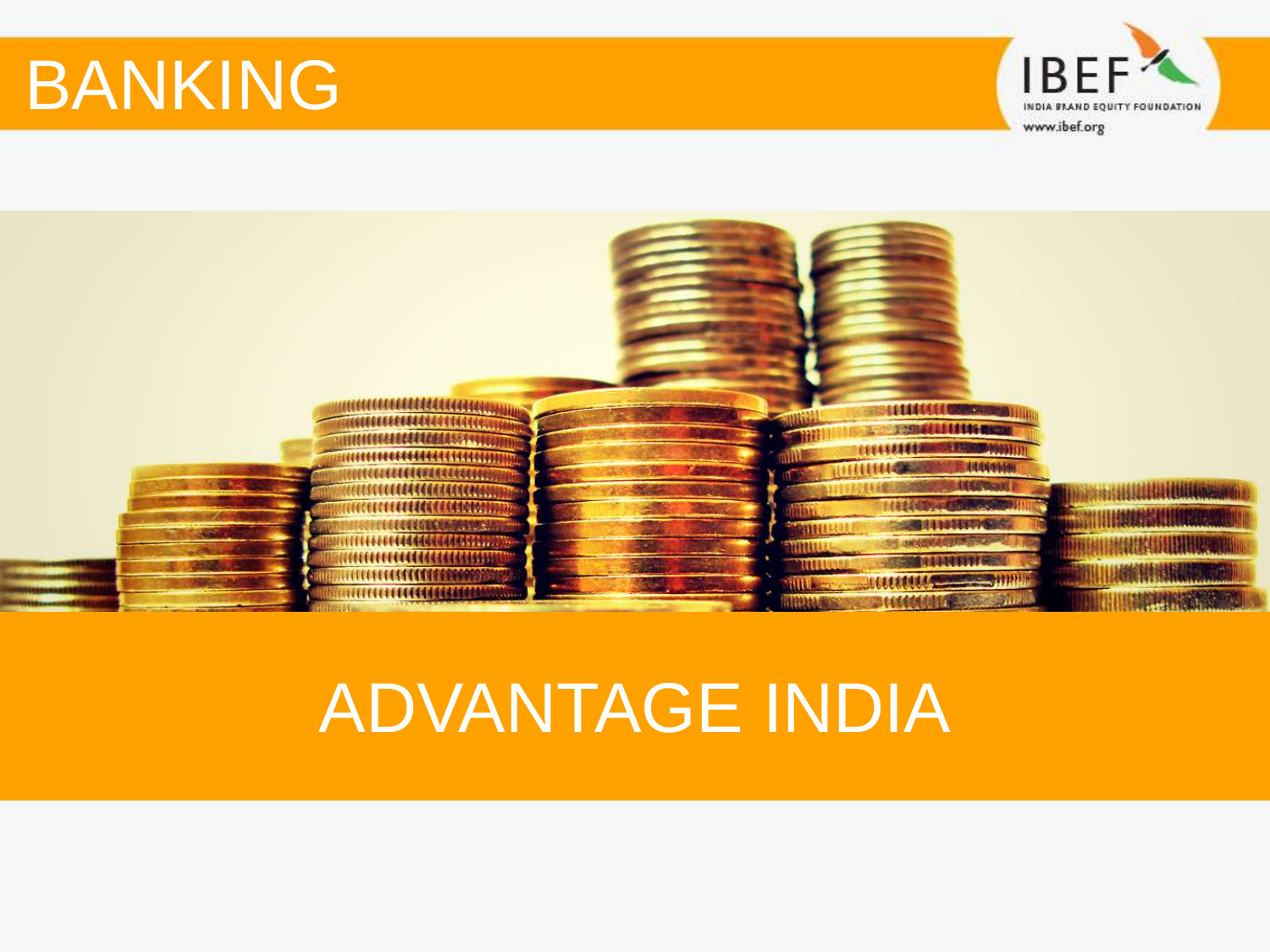# BANKING

# ADVANTAGE INDIA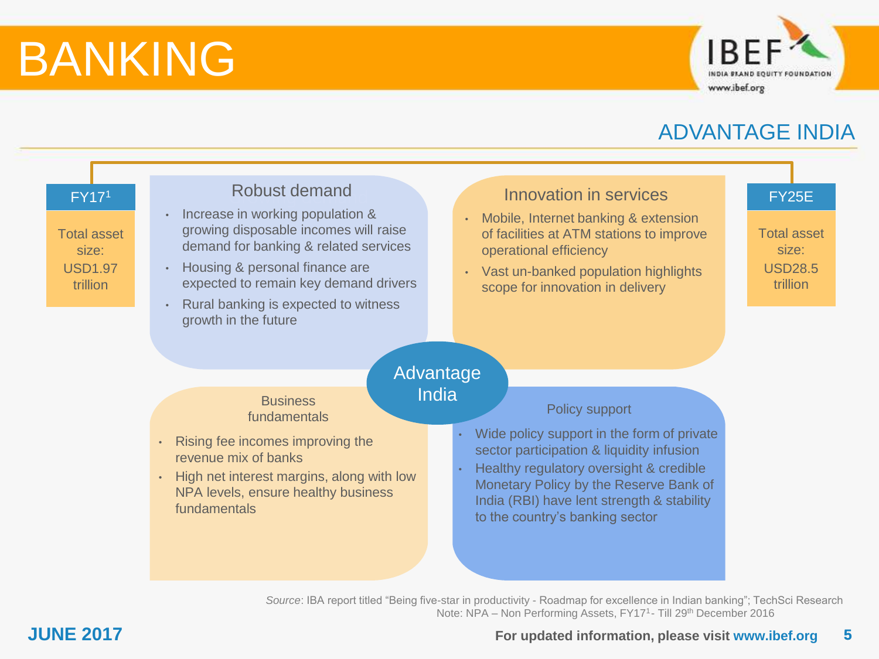# BANKING

## ADVANTAGE INDIA

**FY17[1]**

Total asset size: USD1.97 trillion

**FY25E**

Total asset size: USD28.5 trillion

### Robust demand

- Increase in working population & growing disposable incomes will raise demand for banking & related services
- Housing & personal finance are expected to remain key demand drivers
- Rural banking is expected to witness growth in the future

### Innovation in services

- Mobile, Internet banking & extension of facilities at ATM stations to improve operational efficiency
- Vast un-banked population highlights scope for innovation in delivery

### Advantage India

### Business fundamentals

- Rising fee incomes improving the revenue mix of banks
- High net interest margins, along with low NPA levels, ensure healthy business fundamentals

### Policy support

- Wide policy support in the form of private sector participation & liquidity infusion
- Healthy regulatory oversight & credible Monetary Policy by the Reserve Bank of India (RBI) have lent strength & stability to the country's banking sector

*Source*: IBA report titled "Being five-star in productivity - Roadmap for excellence in Indian banking"; TechSci Research
Note: NPA – Non Performing Assets, FY17[1]- Till 29th December 2016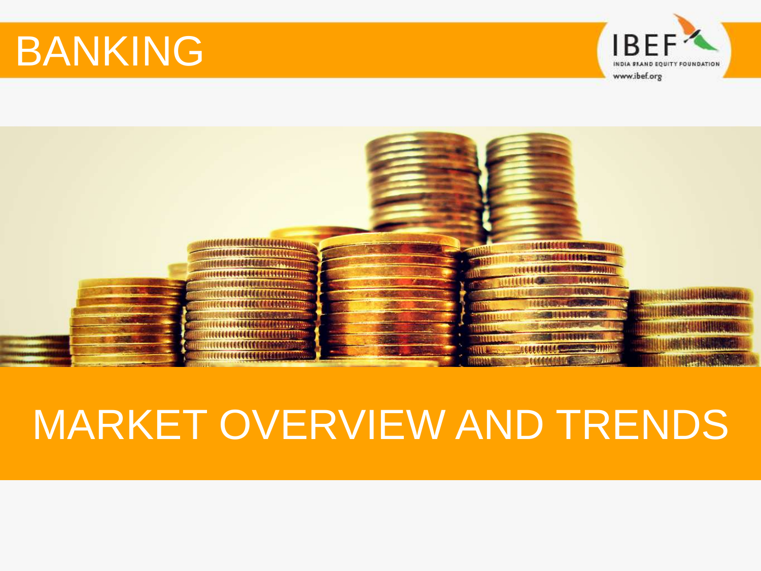# BANKING

## MARKET OVERVIEW AND TRENDS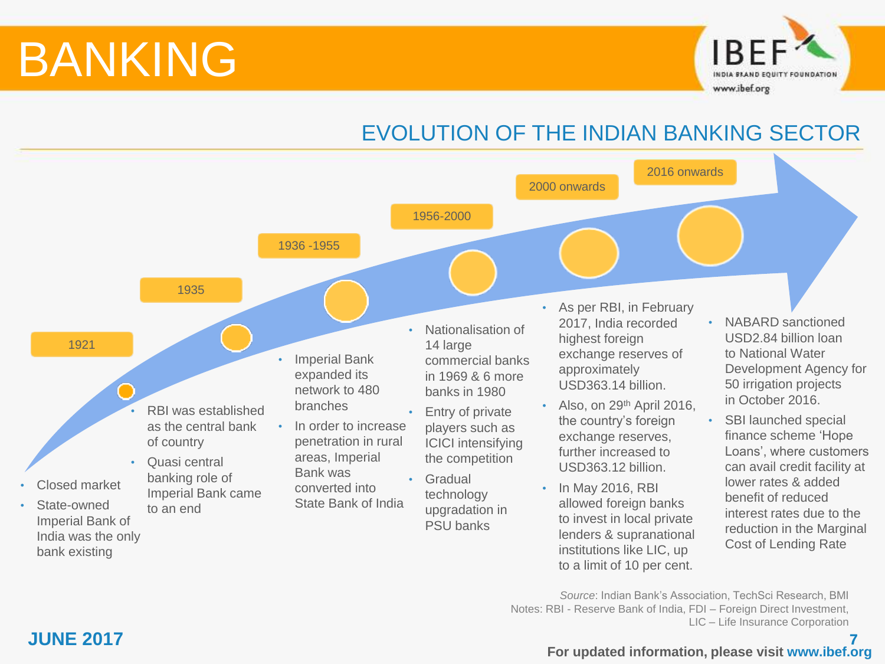# BANKING

## EVOLUTION OF THE INDIAN BANKING SECTOR

### 1921

- Closed market
- State-owned Imperial Bank of India was the only bank existing

### 1935

- RBI was established as the central bank of country
- Quasi central banking role of Imperial Bank came to an end

### 1936 -1955

- Imperial Bank expanded its network to 480 branches
- In order to increase penetration in rural areas, Imperial Bank was converted into State Bank of India

### 1956-2000

- Nationalisation of 14 large commercial banks in 1969 & 6 more banks in 1980
- Entry of private players such as ICICI intensifying the competition
- Gradual technology upgradation in PSU banks

### 2000 onwards

- As per RBI, in February 2017, India recorded highest foreign exchange reserves of approximately USD363.14 billion.
- Also, on 29th April 2016, the country's foreign exchange reserves, further increased to USD363.12 billion.
- In May 2016, RBI allowed foreign banks to invest in local private lenders & supranational institutions like LIC, up to a limit of 10 per cent.

### 2016 onwards

- NABARD sanctioned USD2.84 billion loan to National Water Development Agency for 50 irrigation projects in October 2016.
- SBI launched special finance scheme 'Hope Loans', where customers can avail credit facility at lower rates & added benefit of reduced interest rates due to the reduction in the Marginal Cost of Lending Rate

*Source*: Indian Bank's Association, TechSci Research, BMI
Notes: RBI - Reserve Bank of India, FDI – Foreign Direct Investment, LIC – Life Insurance Corporation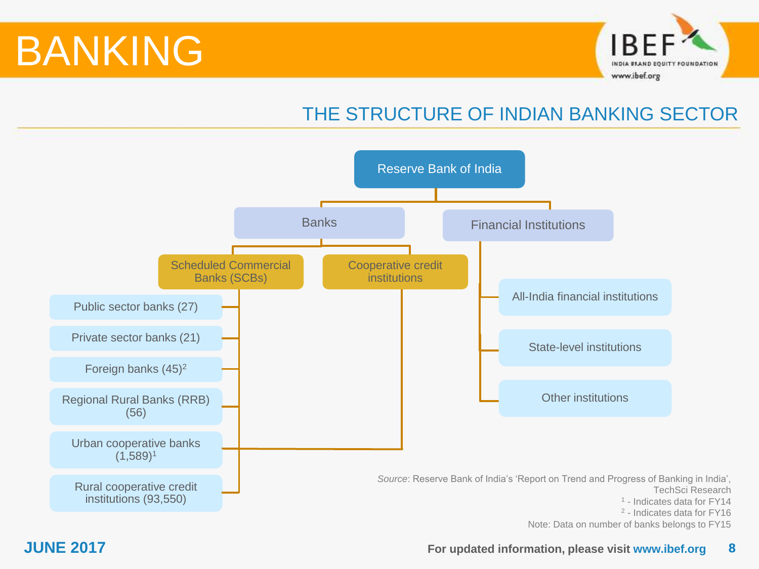# BANKING

## THE STRUCTURE OF INDIAN BANKING SECTOR

- Reserve Bank of India
  - Banks
    - Scheduled Commercial Banks (SCBs)
      - Public sector banks (27)
      - Private sector banks (21)
      - Foreign banks (45)[2]
      - Regional Rural Banks (RRB) (56)
    - Cooperative credit institutions
      - Urban cooperative banks (1,589)[1]
      - Rural cooperative credit institutions (93,550)
  - Financial Institutions
    - All-India financial institutions
    - State-level institutions
    - Other institutions

*Source*: Reserve Bank of India's 'Report on Trend and Progress of Banking in India', TechSci Research
[1] - Indicates data for FY14
[2] - Indicates data for FY16
Note: Data on number of banks belongs to FY15

**JUNE 2017**

**For updated information, please visit www.ibef.org**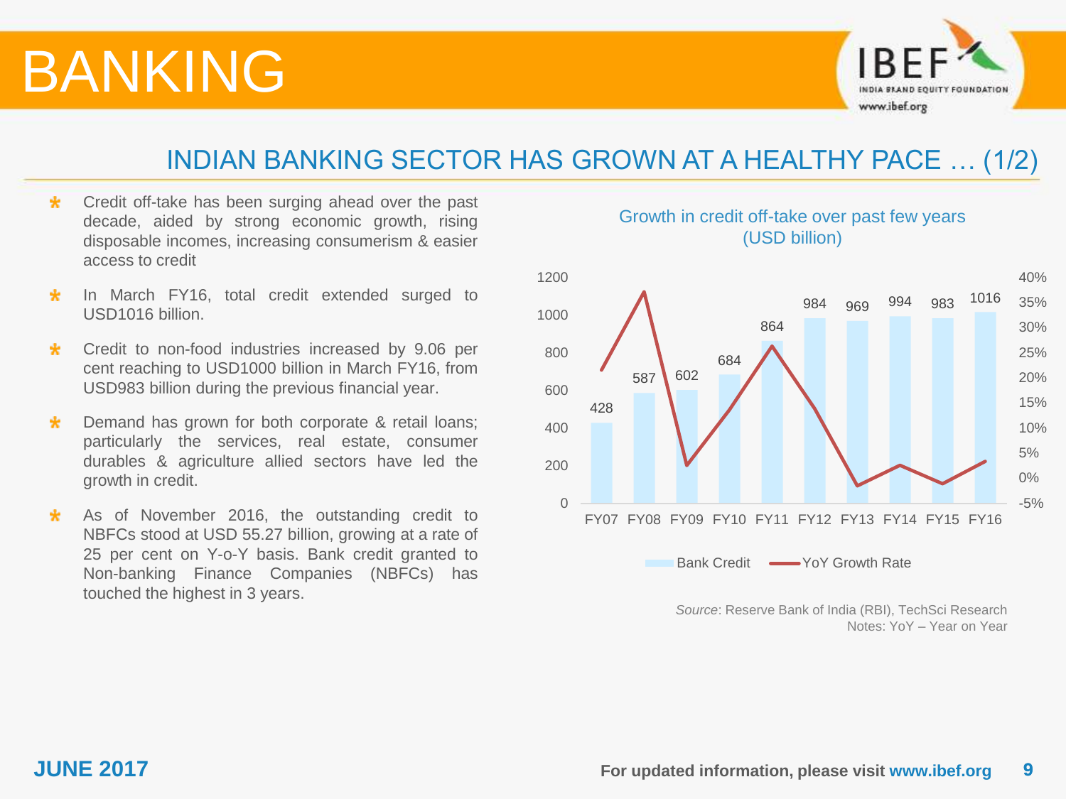# BANKING

## INDIAN BANKING SECTOR HAS GROWN AT A HEALTHY PACE … (1/2)

- Credit off-take has been surging ahead over the past decade, aided by strong economic growth, rising disposable incomes, increasing consumerism & easier access to credit
- In March FY16, total credit extended surged to USD1016 billion.
- Credit to non-food industries increased by 9.06 per cent reaching to USD1000 billion in March FY16, from USD983 billion during the previous financial year.
- Demand has grown for both corporate & retail loans; particularly the services, real estate, consumer durables & agriculture allied sectors have led the growth in credit.
- As of November 2016, the outstanding credit to NBFCs stood at USD 55.27 billion, growing at a rate of 25 per cent on Y-o-Y basis. Bank credit granted to Non-banking Finance Companies (NBFCs) has touched the highest in 3 years.

**Growth in credit off-take over past few years (USD billion)**

| Year | Bank Credit |
|---|---|
| FY07 | 428 |
| FY08 | 587 |
| FY09 | 602 |
| FY10 | 684 |
| FY11 | 864 |
| FY12 | 984 |
| FY13 | 969 |
| FY14 | 994 |
| FY15 | 983 |
| FY16 | 1016 |

Bank Credit — YoY Growth Rate

*Source*: Reserve Bank of India (RBI), TechSci Research
Notes: YoY – Year on Year

JUNE 2017

For updated information, please visit www.ibef.org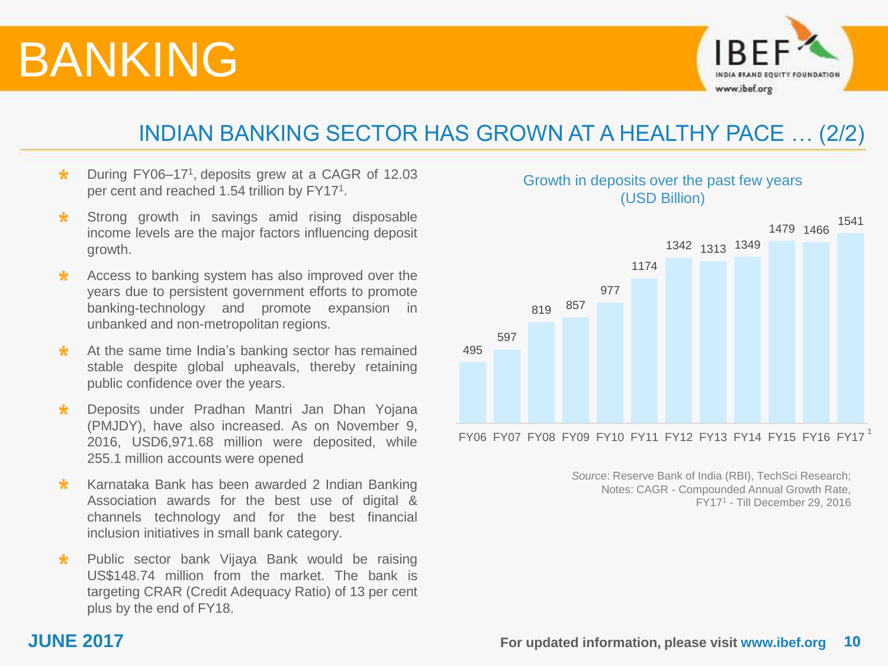# BANKING

## INDIAN BANKING SECTOR HAS GROWN AT A HEALTHY PACE … (2/2)

- During FY06–17[1], deposits grew at a CAGR of 12.03 per cent and reached 1.54 trillion by FY17[1].
- Strong growth in savings amid rising disposable income levels are the major factors influencing deposit growth.
- Access to banking system has also improved over the years due to persistent government efforts to promote banking-technology and promote expansion in unbanked and non-metropolitan regions.
- At the same time India's banking sector has remained stable despite global upheavals, thereby retaining public confidence over the years.
- Deposits under Pradhan Mantri Jan Dhan Yojana (PMJDY), have also increased. As on November 9, 2016, USD6,971.68 million were deposited, while 255.1 million accounts were opened
- Karnataka Bank has been awarded 2 Indian Banking Association awards for the best use of digital & channels technology and for the best financial inclusion initiatives in small bank category.
- Public sector bank Vijaya Bank would be raising US$148.74 million from the market. The bank is targeting CRAR (Credit Adequacy Ratio) of 13 per cent plus by the end of FY18.

**Growth in deposits over the past few years (USD Billion)**

| Year | Deposits (USD Billion) |
|---|---|
| FY06 | 495 |
| FY07 | 597 |
| FY08 | 819 |
| FY09 | 857 |
| FY10 | 977 |
| FY11 | 1174 |
| FY12 | 1342 |
| FY13 | 1313 |
| FY14 | 1349 |
| FY15 | 1479 |
| FY16 | 1466 |
| FY17[1] | 1541 |

*Source*: Reserve Bank of India (RBI), TechSci Research; Notes: CAGR - Compounded Annual Growth Rate, FY17[1] - Till December 29, 2016

**JUNE 2017**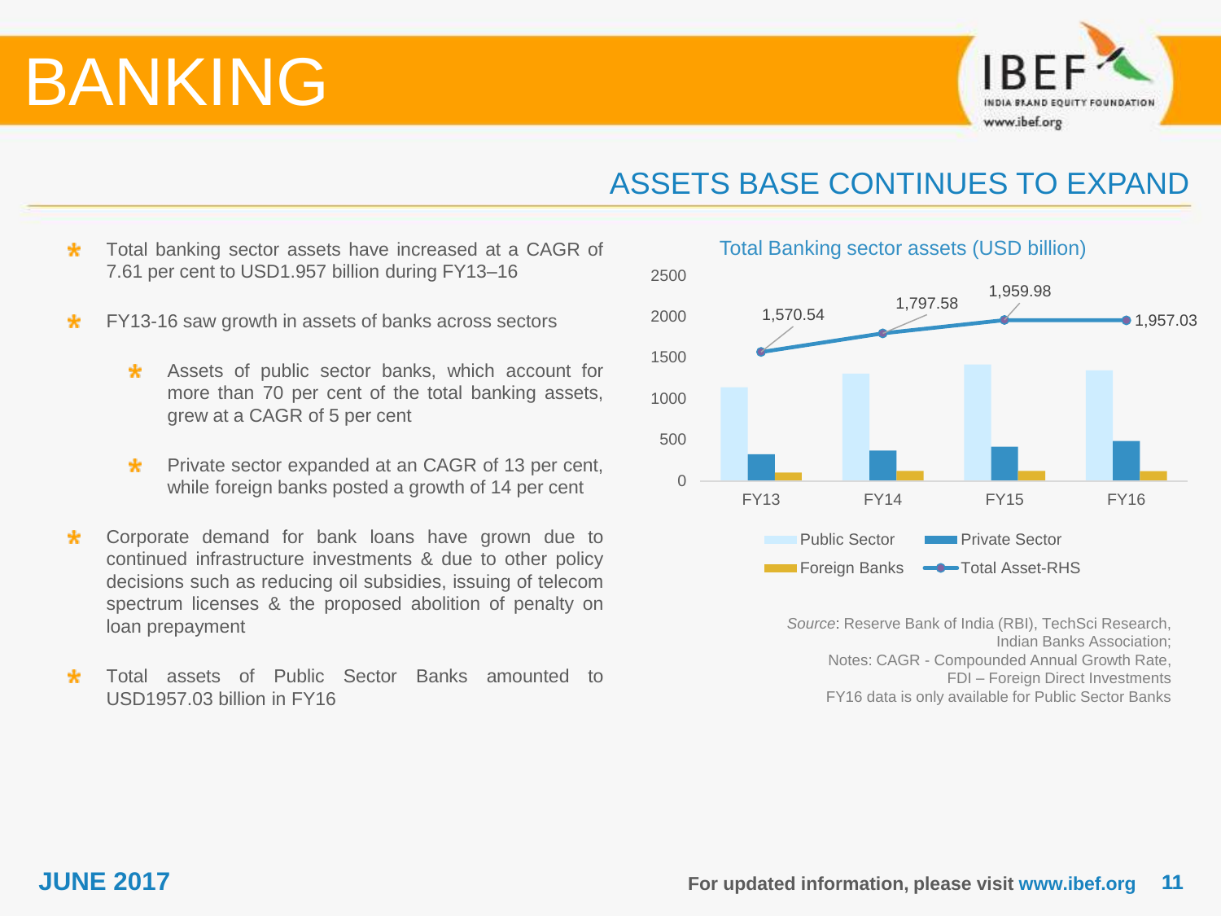# BANKING

## ASSETS BASE CONTINUES TO EXPAND

- Total banking sector assets have increased at a CAGR of 7.61 per cent to USD1.957 billion during FY13–16
- FY13-16 saw growth in assets of banks across sectors
  - Assets of public sector banks, which account for more than 70 per cent of the total banking assets, grew at a CAGR of 5 per cent
  - Private sector expanded at an CAGR of 13 per cent, while foreign banks posted a growth of 14 per cent
- Corporate demand for bank loans have grown due to continued infrastructure investments & due to other policy decisions such as reducing oil subsidies, issuing of telecom spectrum licenses & the proposed abolition of penalty on loan prepayment
- Total assets of Public Sector Banks amounted to USD1957.03 billion in FY16

**Total Banking sector assets (USD billion)**

| | FY13 | FY14 | FY15 | FY16 |
|---|---|---|---|---|
| Total Asset-RHS | 1,570.54 | 1,797.58 | 1,959.98 | 1,957.03 |

Legend: Public Sector, Private Sector, Foreign Banks, Total Asset-RHS

*Source*: Reserve Bank of India (RBI), TechSci Research, Indian Banks Association;
Notes: CAGR - Compounded Annual Growth Rate, FDI – Foreign Direct Investments
FY16 data is only available for Public Sector Banks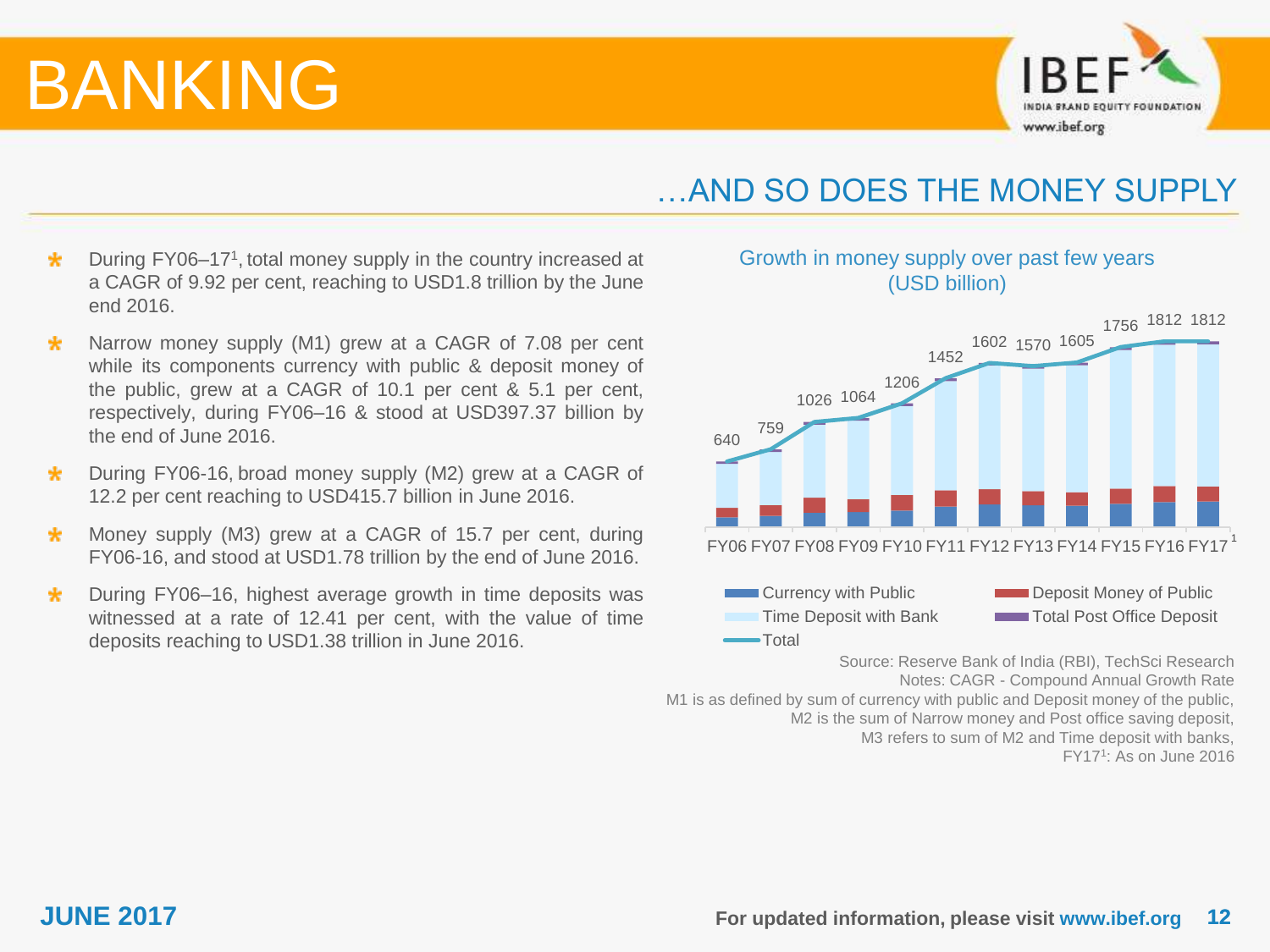# BANKING

## …AND SO DOES THE MONEY SUPPLY

- During FY06–17[1], total money supply in the country increased at a CAGR of 9.92 per cent, reaching to USD1.8 trillion by the June end 2016.
- Narrow money supply (M1) grew at a CAGR of 7.08 per cent while its components currency with public & deposit money of the public, grew at a CAGR of 10.1 per cent & 5.1 per cent, respectively, during FY06–16 & stood at USD397.37 billion by the end of June 2016.
- During FY06-16, broad money supply (M2) grew at a CAGR of 12.2 per cent reaching to USD415.7 billion in June 2016.
- Money supply (M3) grew at a CAGR of 15.7 per cent, during FY06-16, and stood at USD1.78 trillion by the end of June 2016.
- During FY06–16, highest average growth in time deposits was witnessed at a rate of 12.41 per cent, with the value of time deposits reaching to USD1.38 trillion in June 2016.

**Growth in money supply over past few years (USD billion)**

| Year | Total |
|---|---|
| FY06 | 640 |
| FY07 | 759 |
| FY08 | 1026 |
| FY09 | 1064 |
| FY10 | 1206 |
| FY11 | 1452 |
| FY12 | 1602 |
| FY13 | 1570 |
| FY14 | 1605 |
| FY15 | 1756 |
| FY16 | 1812 |
| FY17[1] | 1812 |

Legend: Currency with Public; Deposit Money of Public; Time Deposit with Bank; Total Post Office Deposit; Total

Source: Reserve Bank of India (RBI), TechSci Research
Notes: CAGR - Compound Annual Growth Rate
M1 is as defined by sum of currency with public and Deposit money of the public,
M2 is the sum of Narrow money and Post office saving deposit,
M3 refers to sum of M2 and Time deposit with banks,
FY17[1]: As on June 2016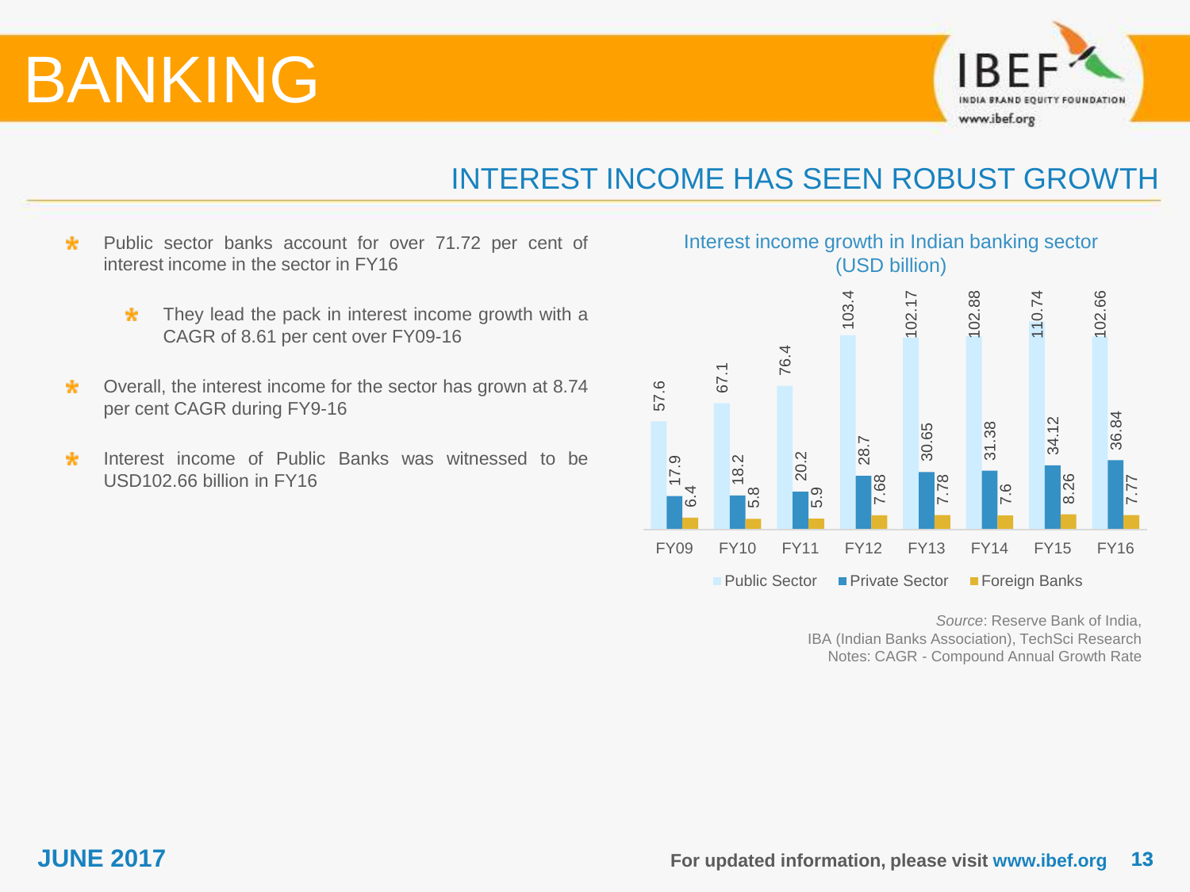# BANKING

## INTEREST INCOME HAS SEEN ROBUST GROWTH

- Public sector banks account for over 71.72 per cent of interest income in the sector in FY16
  - They lead the pack in interest income growth with a CAGR of 8.61 per cent over FY09-16
- Overall, the interest income for the sector has grown at 8.74 per cent CAGR during FY9-16
- Interest income of Public Banks was witnessed to be USD102.66 billion in FY16

**Interest income growth in Indian banking sector (USD billion)**

| | Public Sector | Private Sector | Foreign Banks |
|---|---|---|---|
| FY09 | 57.6 | 17.9 | 6.4 |
| FY10 | 67.1 | 18.2 | 5.8 |
| FY11 | 76.4 | 20.2 | 5.9 |
| FY12 | 103.4 | 28.7 | 7.68 |
| FY13 | 102.17 | 30.65 | 7.78 |
| FY14 | 102.88 | 31.38 | 7.6 |
| FY15 | 110.74 | 34.12 | 8.26 |
| FY16 | 102.66 | 36.84 | 7.77 |

*Source*: Reserve Bank of India, IBA (Indian Banks Association), TechSci Research
Notes: CAGR - Compound Annual Growth Rate

**JUNE 2017**

**For updated information, please visit www.ibef.org**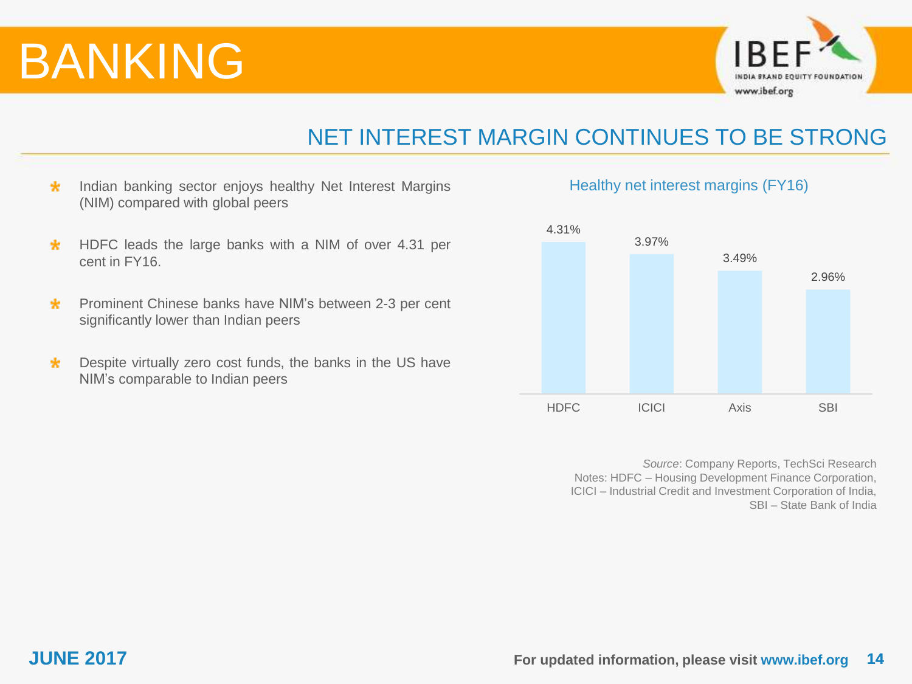# BANKING

## NET INTEREST MARGIN CONTINUES TO BE STRONG

- Indian banking sector enjoys healthy Net Interest Margins (NIM) compared with global peers
- HDFC leads the large banks with a NIM of over 4.31 per cent in FY16.
- Prominent Chinese banks have NIM's between 2-3 per cent significantly lower than Indian peers
- Despite virtually zero cost funds, the banks in the US have NIM's comparable to Indian peers

Healthy net interest margins (FY16)

| Bank | NIM |
|---|---|
| HDFC | 4.31% |
| ICICI | 3.97% |
| Axis | 3.49% |
| SBI | 2.96% |

*Source*: Company Reports, TechSci Research
Notes: HDFC – Housing Development Finance Corporation, ICICI – Industrial Credit and Investment Corporation of India, SBI – State Bank of India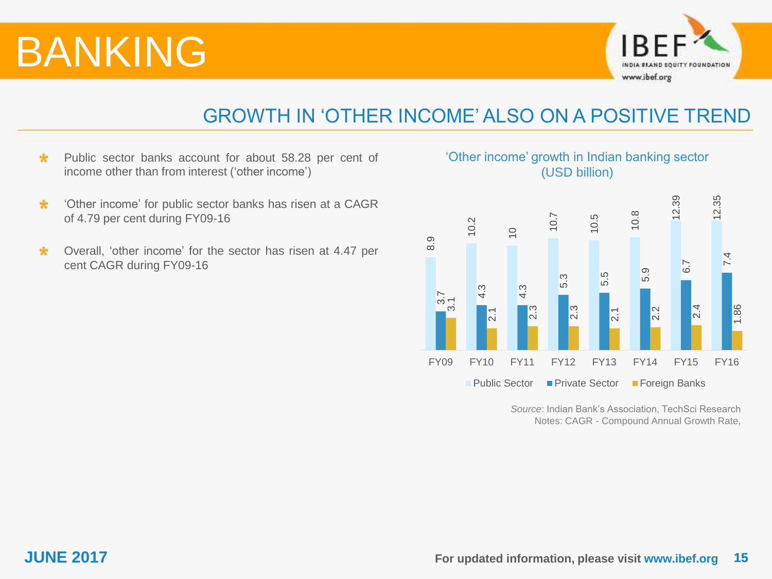# BANKING

## GROWTH IN 'OTHER INCOME' ALSO ON A POSITIVE TREND

- Public sector banks account for about 58.28 per cent of income other than from interest ('other income')
- 'Other income' for public sector banks has risen at a CAGR of 4.79 per cent during FY09-16
- Overall, 'other income' for the sector has risen at 4.47 per cent CAGR during FY09-16

'Other income' growth in Indian banking sector (USD billion)

| | FY09 | FY10 | FY11 | FY12 | FY13 | FY14 | FY15 | FY16 |
|---|---|---|---|---|---|---|---|---|
| Public Sector | 8.9 | 10.2 | 10 | 10.7 | 10.5 | 10.8 | 12.39 | 12.35 |
| Private Sector | 3.7 | 4.3 | 4.3 | 5.3 | 5.5 | 5.9 | 6.7 | 7.4 |
| Foreign Banks | 3.1 | 2.1 | 2.3 | 2.3 | 2.1 | 2.2 | 2.4 | 1.86 |

*Source*: Indian Bank's Association, TechSci Research
Notes: CAGR - Compound Annual Growth Rate,

**JUNE 2017**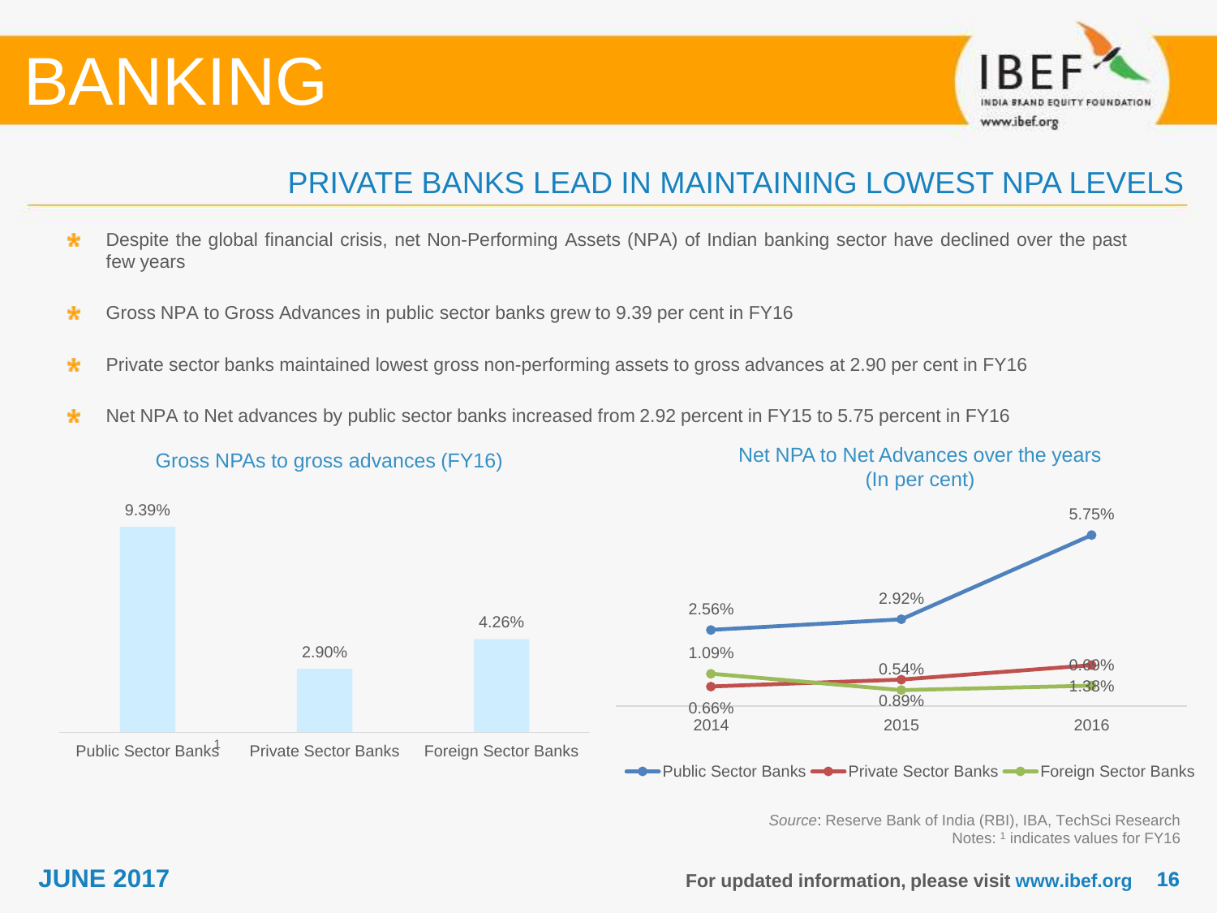# BANKING

## PRIVATE BANKS LEAD IN MAINTAINING LOWEST NPA LEVELS

- Despite the global financial crisis, net Non-Performing Assets (NPA) of Indian banking sector have declined over the past few years
- Gross NPA to Gross Advances in public sector banks grew to 9.39 per cent in FY16
- Private sector banks maintained lowest gross non-performing assets to gross advances at 2.90 per cent in FY16
- Net NPA to Net advances by public sector banks increased from 2.92 percent in FY15 to 5.75 percent in FY16

**Gross NPAs to gross advances (FY16)**

| Public Sector Banks[1] | Private Sector Banks | Foreign Sector Banks |
|---|---|---|
| 9.39% | 2.90% | 4.26% |

**Net NPA to Net Advances over the years (In per cent)**

| | 2014 | 2015 | 2016 |
|---|---|---|---|
| Public Sector Banks | 2.56% | 2.92% | 5.75% |
| Private Sector Banks | 0.66% | 0.54% | 0.69% |
| Foreign Sector Banks | 1.09% | 0.89% | 1.38% |

*Source*: Reserve Bank of India (RBI), IBA, TechSci Research
Notes: [1] indicates values for FY16

JUNE 2017

For updated information, please visit www.ibef.org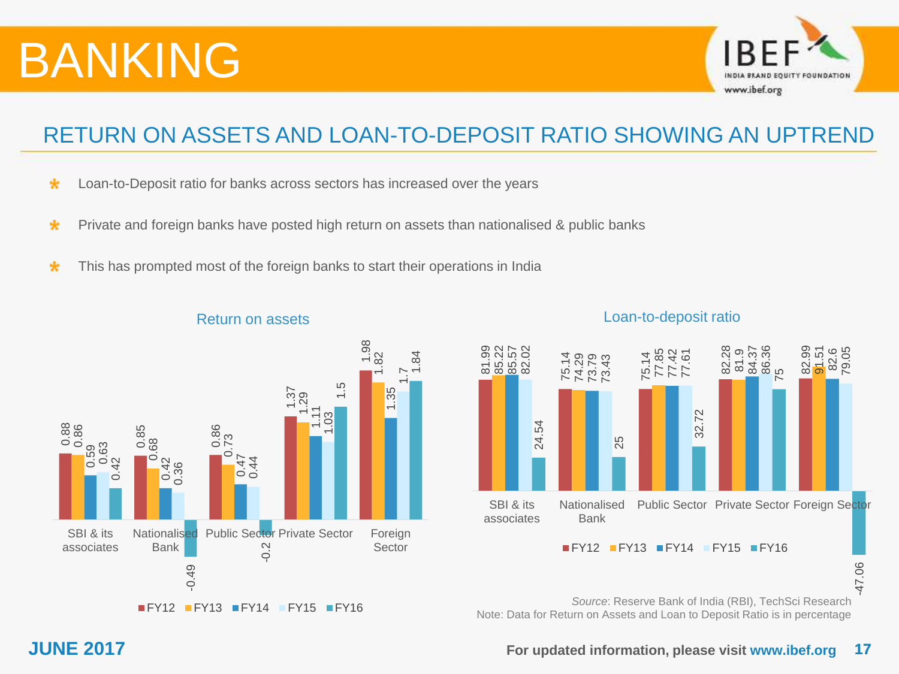# BANKING

## RETURN ON ASSETS AND LOAN-TO-DEPOSIT RATIO SHOWING AN UPTREND

- Loan-to-Deposit ratio for banks across sectors has increased over the years
- Private and foreign banks have posted high return on assets than nationalised & public banks
- This has prompted most of the foreign banks to start their operations in India

**Return on assets**

| | FY12 | FY13 | FY14 | FY15 | FY16 |
|---|---|---|---|---|---|
| SBI & its associates | 0.88 | 0.86 | 0.59 | 0.63 | 0.42 |
| Nationalised Bank | 0.85 | 0.68 | 0.42 | 0.36 | -0.49 |
| Public Sector | 0.86 | 0.73 | 0.47 | 0.44 | -0.2 |
| Private Sector | 1.37 | 1.29 | 1.11 | 1.03 | 1.5 |
| Foreign Sector | 1.98 | 1.82 | 1.35 | 1.7 | 1.84 |

**Loan-to-deposit ratio**

| | FY12 | FY13 | FY14 | FY15 | FY16 |
|---|---|---|---|---|---|
| SBI & its associates | 81.99 | 85.22 | 85.57 | 82.02 | 24.54 |
| Nationalised Bank | 75.14 | 74.29 | 73.79 | 73.43 | 25 |
| Public Sector | 75.14 | 77.85 | 77.42 | 77.61 | 32.72 |
| Private Sector | 82.28 | 81.9 | 84.37 | 86.36 | 75 |
| Foreign Sector | 82.99 | 91.51 | 82.6 | 79.05 | -47.06 |

*Source*: Reserve Bank of India (RBI), TechSci Research
Note: Data for Return on Assets and Loan to Deposit Ratio is in percentage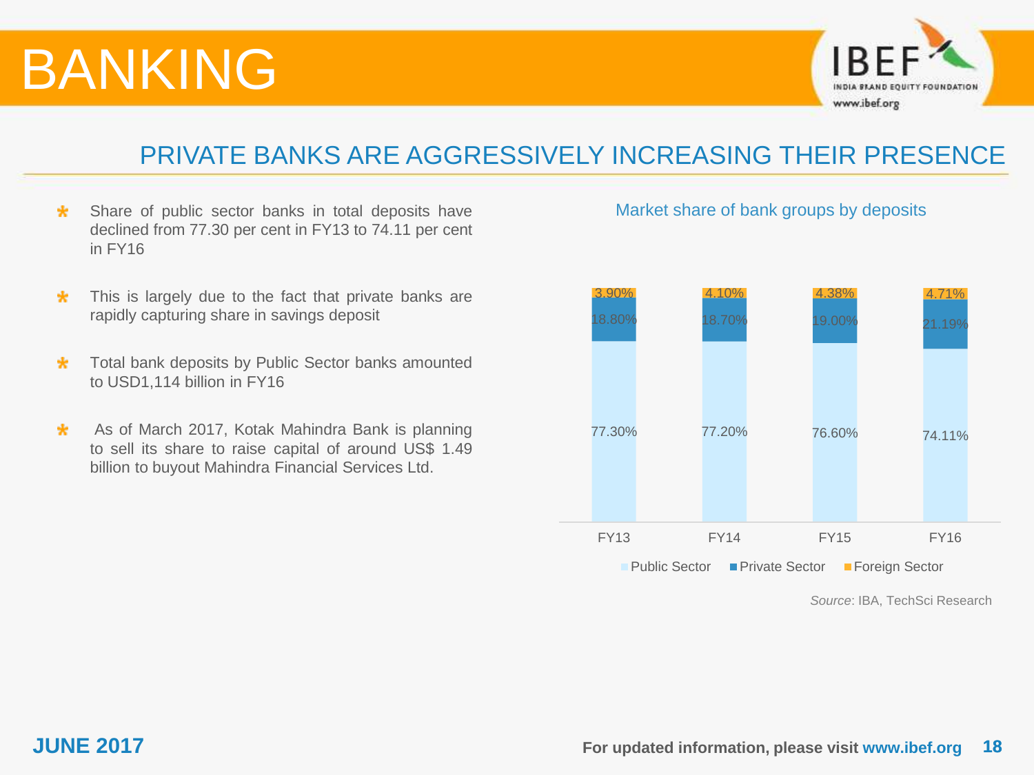# BANKING

## PRIVATE BANKS ARE AGGRESSIVELY INCREASING THEIR PRESENCE

- Share of public sector banks in total deposits have declined from 77.30 per cent in FY13 to 74.11 per cent in FY16
- This is largely due to the fact that private banks are rapidly capturing share in savings deposit
- Total bank deposits by Public Sector banks amounted to USD1,114 billion in FY16
- As of March 2017, Kotak Mahindra Bank is planning to sell its share to raise capital of around US$ 1.49 billion to buyout Mahindra Financial Services Ltd.

**Market share of bank groups by deposits**

| | FY13 | FY14 | FY15 | FY16 |
|---|---|---|---|---|
| Public Sector | 77.30% | 77.20% | 76.60% | 74.11% |
| Private Sector | 18.80% | 18.70% | 19.00% | 21.19% |
| Foreign Sector | 3.90% | 4.10% | 4.38% | 4.71% |

*Source*: IBA, TechSci Research

JUNE 2017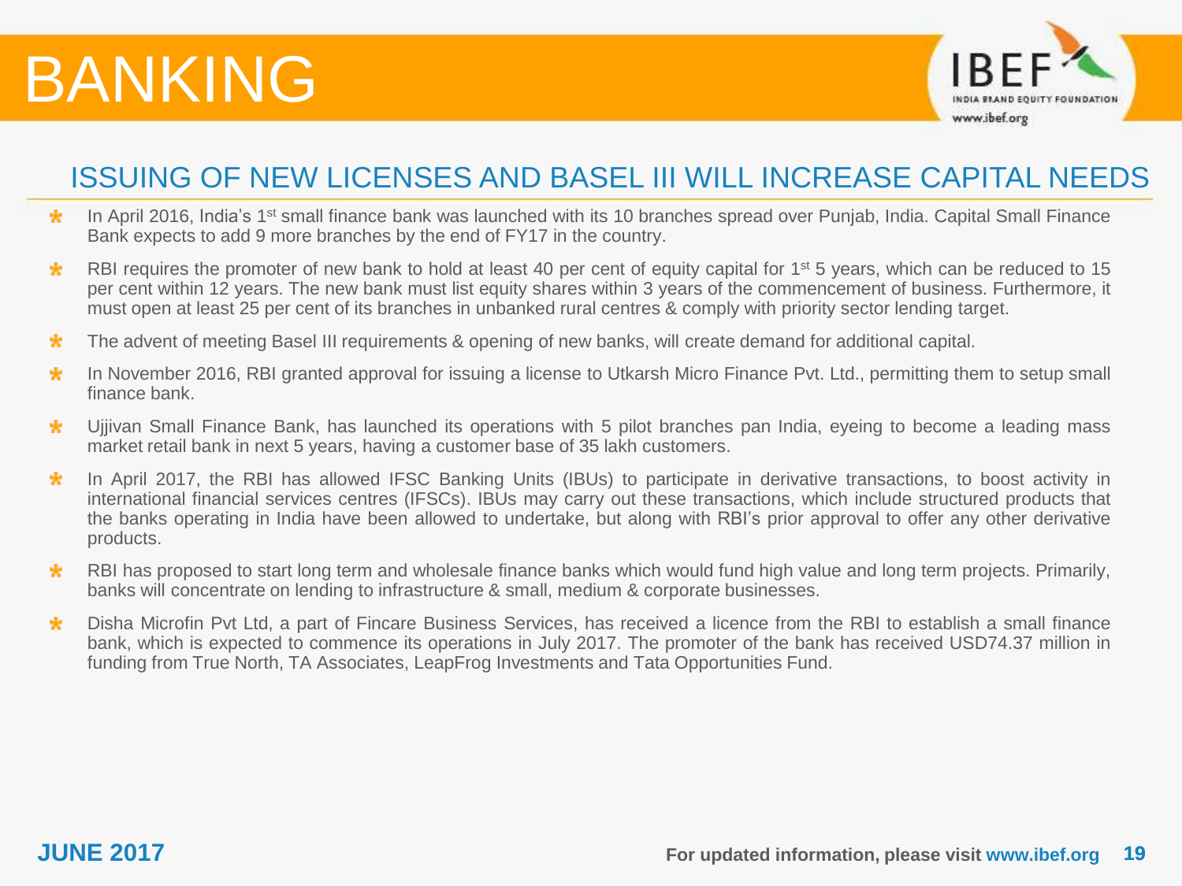# BANKING

## ISSUING OF NEW LICENSES AND BASEL III WILL INCREASE CAPITAL NEEDS

- In April 2016, India's 1st small finance bank was launched with its 10 branches spread over Punjab, India. Capital Small Finance Bank expects to add 9 more branches by the end of FY17 in the country.
- RBI requires the promoter of new bank to hold at least 40 per cent of equity capital for 1st 5 years, which can be reduced to 15 per cent within 12 years. The new bank must list equity shares within 3 years of the commencement of business. Furthermore, it must open at least 25 per cent of its branches in unbanked rural centres & comply with priority sector lending target.
- The advent of meeting Basel III requirements & opening of new banks, will create demand for additional capital.
- In November 2016, RBI granted approval for issuing a license to Utkarsh Micro Finance Pvt. Ltd., permitting them to setup small finance bank.
- Ujjivan Small Finance Bank, has launched its operations with 5 pilot branches pan India, eyeing to become a leading mass market retail bank in next 5 years, having a customer base of 35 lakh customers.
- In April 2017, the RBI has allowed IFSC Banking Units (IBUs) to participate in derivative transactions, to boost activity in international financial services centres (IFSCs). IBUs may carry out these transactions, which include structured products that the banks operating in India have been allowed to undertake, but along with RBI's prior approval to offer any other derivative products.
- RBI has proposed to start long term and wholesale finance banks which would fund high value and long term projects. Primarily, banks will concentrate on lending to infrastructure & small, medium & corporate businesses.
- Disha Microfin Pvt Ltd, a part of Fincare Business Services, has received a licence from the RBI to establish a small finance bank, which is expected to commence its operations in July 2017. The promoter of the bank has received USD74.37 million in funding from True North, TA Associates, LeapFrog Investments and Tata Opportunities Fund.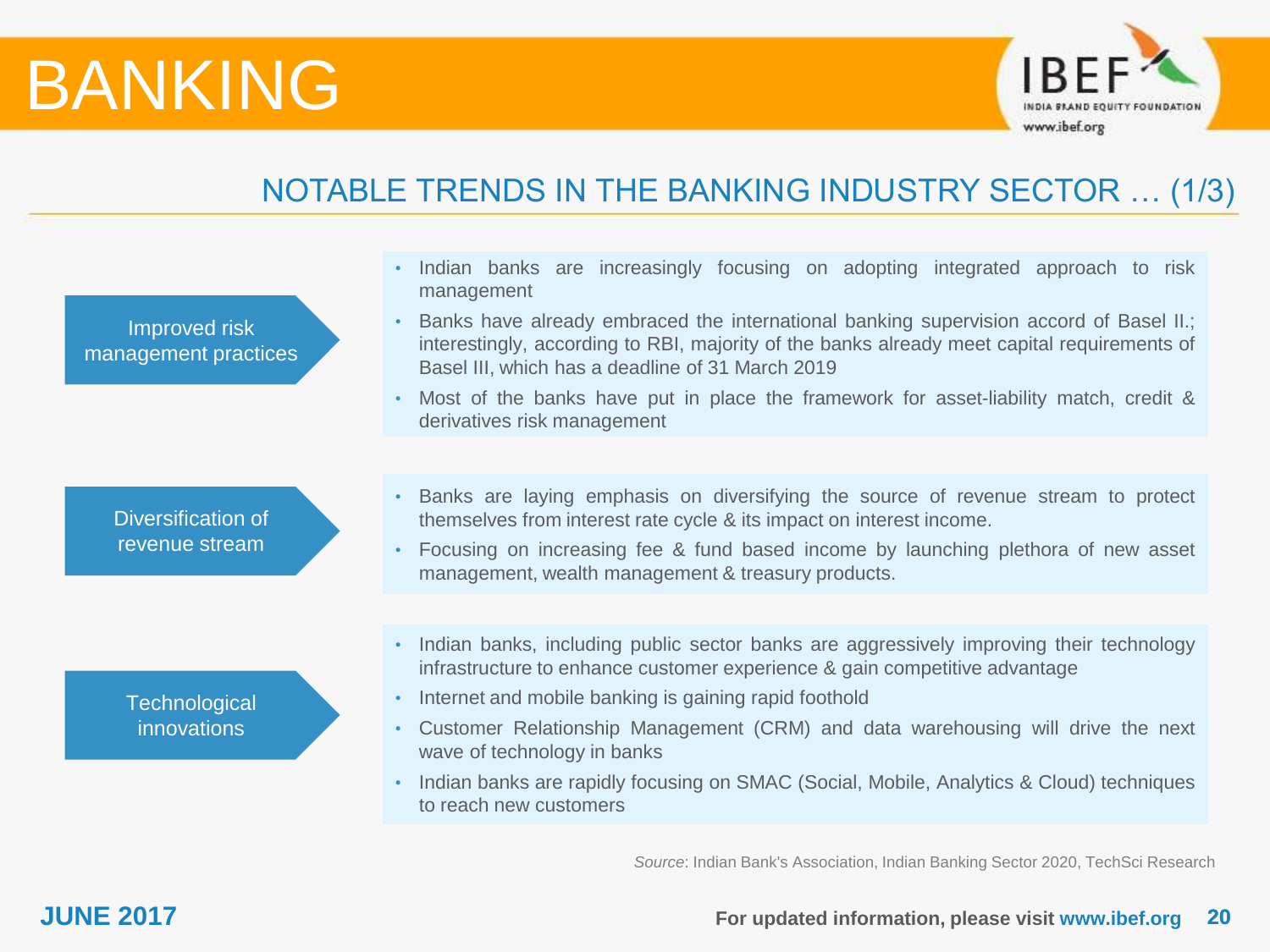# BANKING

## NOTABLE TRENDS IN THE BANKING INDUSTRY SECTOR … (1/3)

### Improved risk management practices

- Indian banks are increasingly focusing on adopting integrated approach to risk management
- Banks have already embraced the international banking supervision accord of Basel II.; interestingly, according to RBI, majority of the banks already meet capital requirements of Basel III, which has a deadline of 31 March 2019
- Most of the banks have put in place the framework for asset-liability match, credit & derivatives risk management

### Diversification of revenue stream

- Banks are laying emphasis on diversifying the source of revenue stream to protect themselves from interest rate cycle & its impact on interest income.
- Focusing on increasing fee & fund based income by launching plethora of new asset management, wealth management & treasury products.

### Technological innovations

- Indian banks, including public sector banks are aggressively improving their technology infrastructure to enhance customer experience & gain competitive advantage
- Internet and mobile banking is gaining rapid foothold
- Customer Relationship Management (CRM) and data warehousing will drive the next wave of technology in banks
- Indian banks are rapidly focusing on SMAC (Social, Mobile, Analytics & Cloud) techniques to reach new customers

*Source*: Indian Bank's Association, Indian Banking Sector 2020, TechSci Research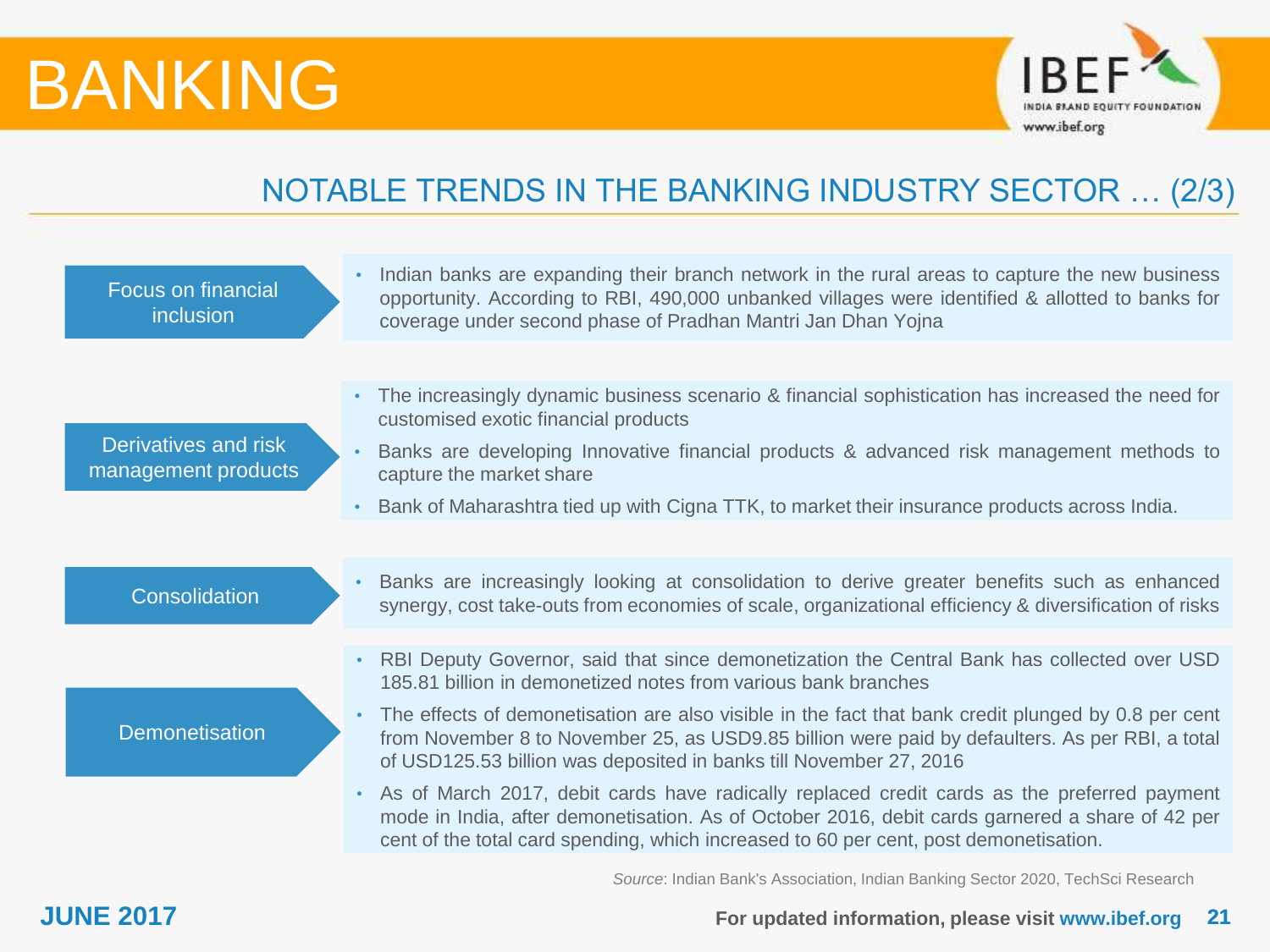# BANKING

## NOTABLE TRENDS IN THE BANKING INDUSTRY SECTOR … (2/3)

| | |
|---|---|
| **Focus on financial inclusion** | • Indian banks are expanding their branch network in the rural areas to capture the new business opportunity. According to RBI, 490,000 unbanked villages were identified & allotted to banks for coverage under second phase of Pradhan Mantri Jan Dhan Yojna |
| **Derivatives and risk management products** | • The increasingly dynamic business scenario & financial sophistication has increased the need for customised exotic financial products<br>• Banks are developing Innovative financial products & advanced risk management methods to capture the market share<br>• Bank of Maharashtra tied up with Cigna TTK, to market their insurance products across India. |
| **Consolidation** | • Banks are increasingly looking at consolidation to derive greater benefits such as enhanced synergy, cost take-outs from economies of scale, organizational efficiency & diversification of risks |
| **Demonetisation** | • RBI Deputy Governor, said that since demonetization the Central Bank has collected over USD 185.81 billion in demonetized notes from various bank branches<br>• The effects of demonetisation are also visible in the fact that bank credit plunged by 0.8 per cent from November 8 to November 25, as USD9.85 billion were paid by defaulters. As per RBI, a total of USD125.53 billion was deposited in banks till November 27, 2016<br>• As of March 2017, debit cards have radically replaced credit cards as the preferred payment mode in India, after demonetisation. As of October 2016, debit cards garnered a share of 42 per cent of the total card spending, which increased to 60 per cent, post demonetisation. |

*Source*: Indian Bank's Association, Indian Banking Sector 2020, TechSci Research

JUNE 2017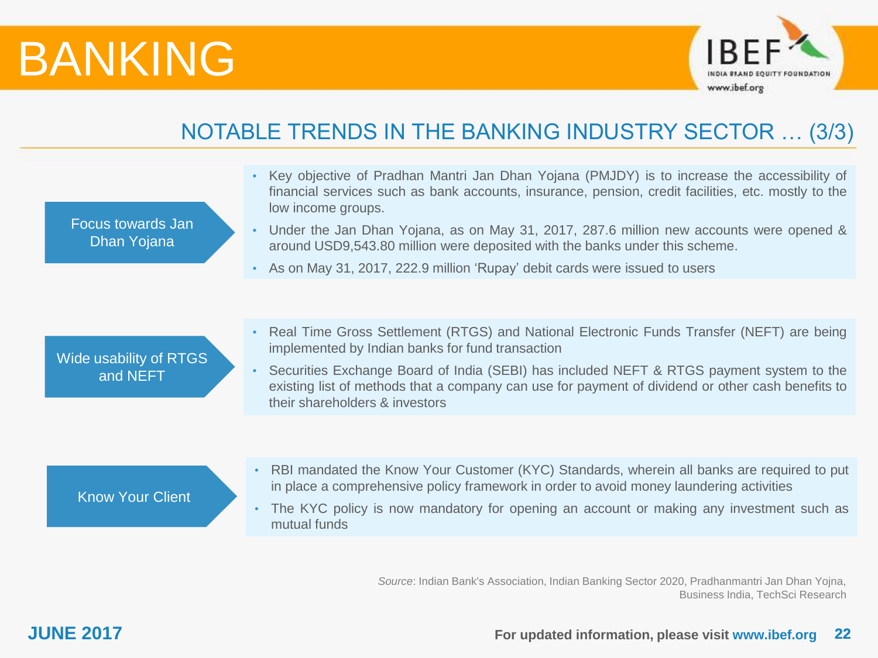# BANKING

## NOTABLE TRENDS IN THE BANKING INDUSTRY SECTOR … (3/3)

### Focus towards Jan Dhan Yojana

- Key objective of Pradhan Mantri Jan Dhan Yojana (PMJDY) is to increase the accessibility of financial services such as bank accounts, insurance, pension, credit facilities, etc. mostly to the low income groups.
- Under the Jan Dhan Yojana, as on May 31, 2017, 287.6 million new accounts were opened & around USD9,543.80 million were deposited with the banks under this scheme.
- As on May 31, 2017, 222.9 million 'Rupay' debit cards were issued to users

### Wide usability of RTGS and NEFT

- Real Time Gross Settlement (RTGS) and National Electronic Funds Transfer (NEFT) are being implemented by Indian banks for fund transaction
- Securities Exchange Board of India (SEBI) has included NEFT & RTGS payment system to the existing list of methods that a company can use for payment of dividend or other cash benefits to their shareholders & investors

### Know Your Client

- RBI mandated the Know Your Customer (KYC) Standards, wherein all banks are required to put in place a comprehensive policy framework in order to avoid money laundering activities
- The KYC policy is now mandatory for opening an account or making any investment such as mutual funds

*Source*: Indian Bank's Association, Indian Banking Sector 2020, Pradhanmantri Jan Dhan Yojna, Business India, TechSci Research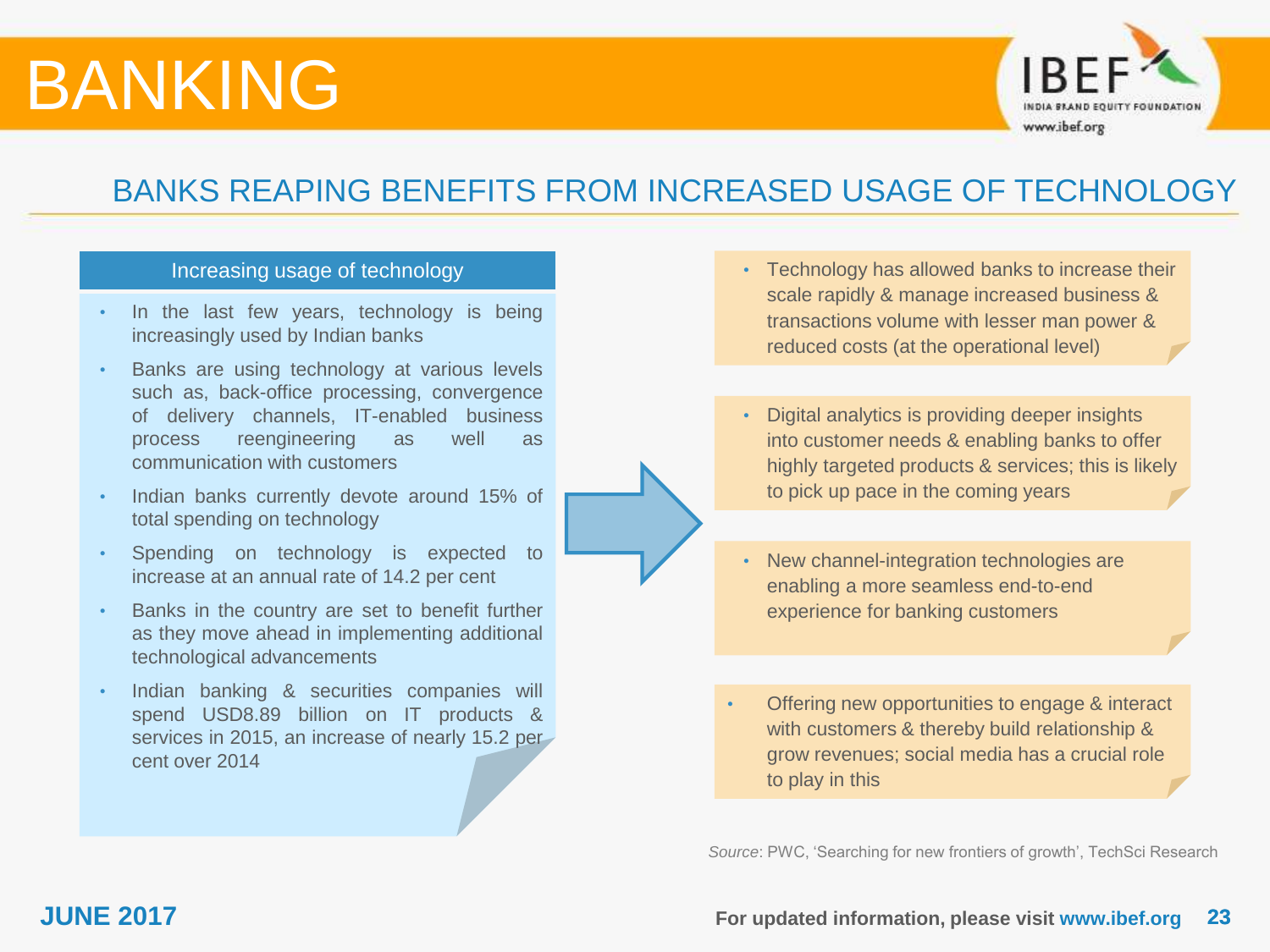# BANKING

## BANKS REAPING BENEFITS FROM INCREASED USAGE OF TECHNOLOGY

### Increasing usage of technology

- In the last few years, technology is being increasingly used by Indian banks
- Banks are using technology at various levels such as, back-office processing, convergence of delivery channels, IT-enabled business process reengineering as well as communication with customers
- Indian banks currently devote around 15% of total spending on technology
- Spending on technology is expected to increase at an annual rate of 14.2 per cent
- Banks in the country are set to benefit further as they move ahead in implementing additional technological advancements
- Indian banking & securities companies will spend USD8.89 billion on IT products & services in 2015, an increase of nearly 15.2 per cent over 2014

- Technology has allowed banks to increase their scale rapidly & manage increased business & transactions volume with lesser man power & reduced costs (at the operational level)

- Digital analytics is providing deeper insights into customer needs & enabling banks to offer highly targeted products & services; this is likely to pick up pace in the coming years

- New channel-integration technologies are enabling a more seamless end-to-end experience for banking customers

- Offering new opportunities to engage & interact with customers & thereby build relationship & grow revenues; social media has a crucial role to play in this

*Source*: PWC, 'Searching for new frontiers of growth', TechSci Research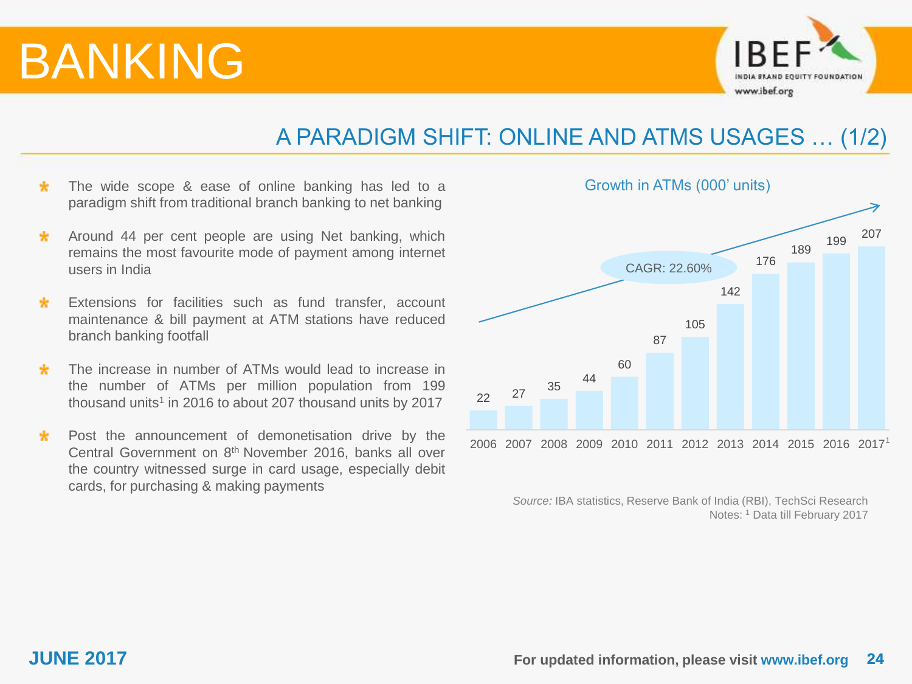# BANKING

## A PARADIGM SHIFT: ONLINE AND ATMS USAGES … (1/2)

- The wide scope & ease of online banking has led to a paradigm shift from traditional branch banking to net banking
- Around 44 per cent people are using Net banking, which remains the most favourite mode of payment among internet users in India
- Extensions for facilities such as fund transfer, account maintenance & bill payment at ATM stations have reduced branch banking footfall
- The increase in number of ATMs would lead to increase in the number of ATMs per million population from 199 thousand units[1] in 2016 to about 207 thousand units by 2017
- Post the announcement of demonetisation drive by the Central Government on 8th November 2016, banks all over the country witnessed surge in card usage, especially debit cards, for purchasing & making payments

**Growth in ATMs (000' units)**

| Year | ATMs (000' units) |
|---|---|
| 2006 | 22 |
| 2007 | 27 |
| 2008 | 35 |
| 2009 | 44 |
| 2010 | 60 |
| 2011 | 87 |
| 2012 | 105 |
| 2013 | 142 |
| 2014 | 176 |
| 2015 | 189 |
| 2016 | 199 |
| 2017[1] | 207 |

CAGR: 22.60%

*Source:* IBA statistics, Reserve Bank of India (RBI), TechSci Research
Notes: [1] Data till February 2017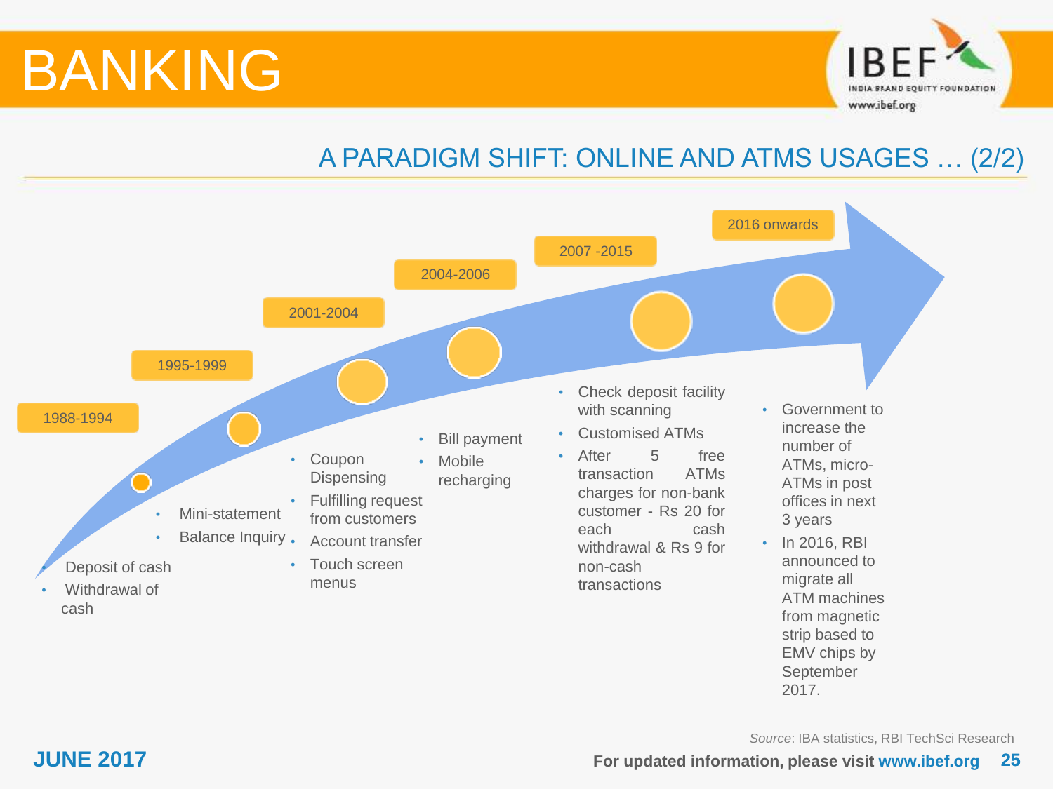# BANKING

## A PARADIGM SHIFT: ONLINE AND ATMS USAGES … (2/2)

**1988-1994**
- Deposit of cash
- Withdrawal of cash

**1995-1999**
- Mini-statement
- Balance Inquiry

**2001-2004**
- Coupon Dispensing
- Fulfilling request from customers
- Account transfer
- Touch screen menus

**2004-2006**
- Bill payment
- Mobile recharging

**2007 -2015**
- Check deposit facility with scanning
- Customised ATMs
- After 5 free transaction ATMs charges for non-bank customer - Rs 20 for each cash withdrawal & Rs 9 for non-cash transactions

**2016 onwards**
- Government to increase the number of ATMs, micro-ATMs in post offices in next 3 years
- In 2016, RBI announced to migrate all ATM machines from magnetic strip based to EMV chips by September 2017.

*Source*: IBA statistics, RBI TechSci Research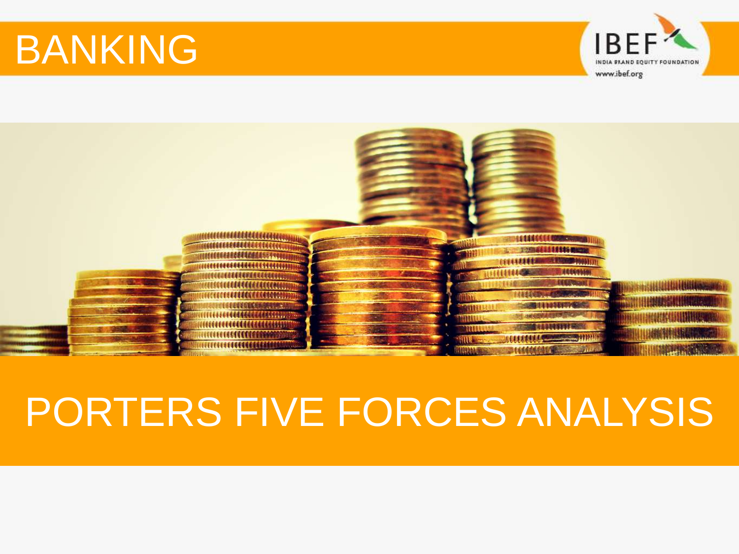# BANKING

# PORTERS FIVE FORCES ANALYSIS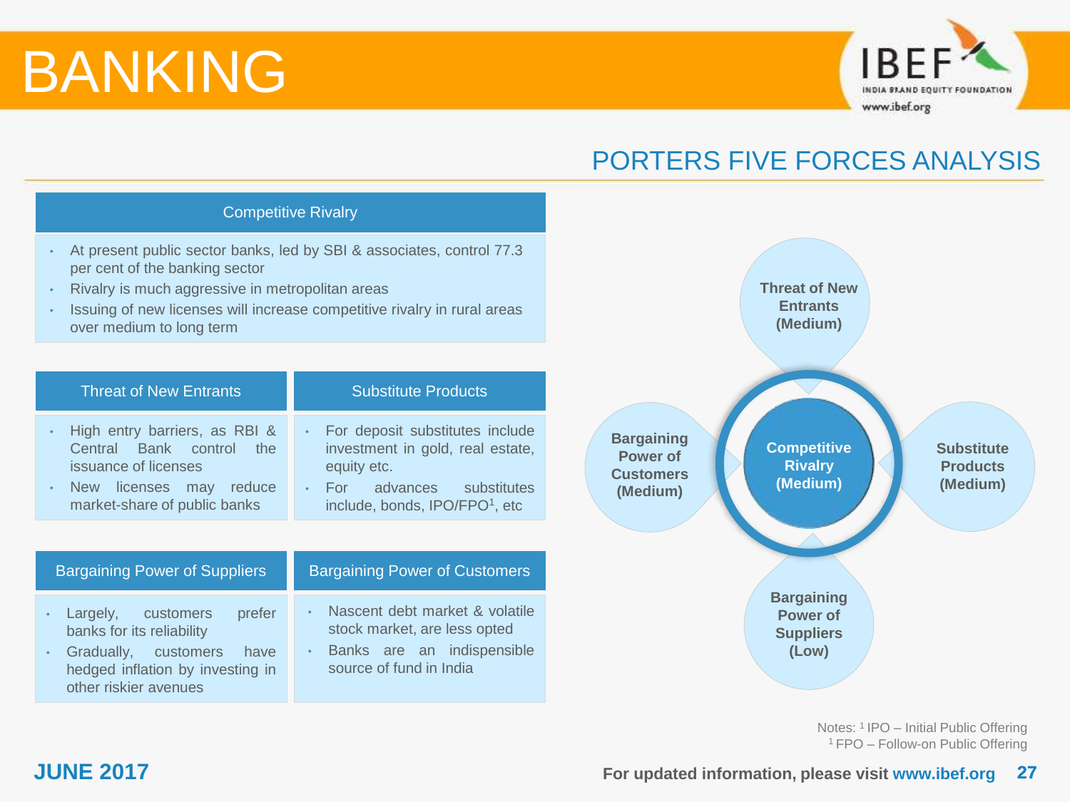# BANKING

## PORTERS FIVE FORCES ANALYSIS

### Competitive Rivalry

- At present public sector banks, led by SBI & associates, control 77.3 per cent of the banking sector
- Rivalry is much aggressive in metropolitan areas
- Issuing of new licenses will increase competitive rivalry in rural areas over medium to long term

### Threat of New Entrants

- High entry barriers, as RBI & Central Bank control the issuance of licenses
- New licenses may reduce market-share of public banks

### Substitute Products

- For deposit substitutes include investment in gold, real estate, equity etc.
- For advances substitutes include, bonds, IPO/FPO[1], etc

### Bargaining Power of Suppliers

- Largely, customers prefer banks for its reliability
- Gradually, customers have hedged inflation by investing in other riskier avenues

### Bargaining Power of Customers

- Nascent debt market & volatile stock market, are less opted
- Banks are an indispensible source of fund in India

Threat of New Entrants (Medium)

Bargaining Power of Customers (Medium)

Competitive Rivalry (Medium)

Substitute Products (Medium)

Bargaining Power of Suppliers (Low)

Notes: [1] IPO – Initial Public Offering
[1] FPO – Follow-on Public Offering

JUNE 2017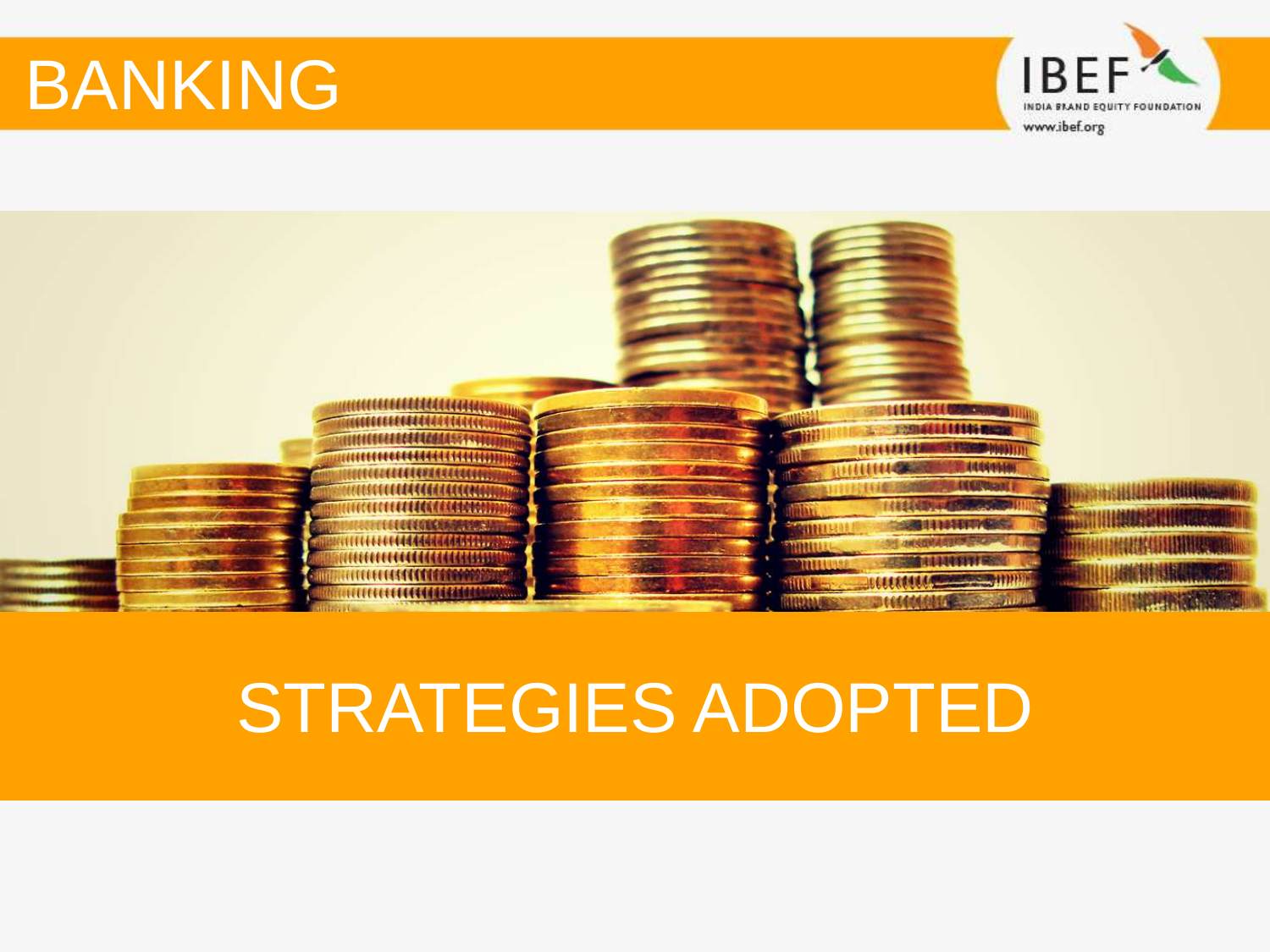# BANKING

## STRATEGIES ADOPTED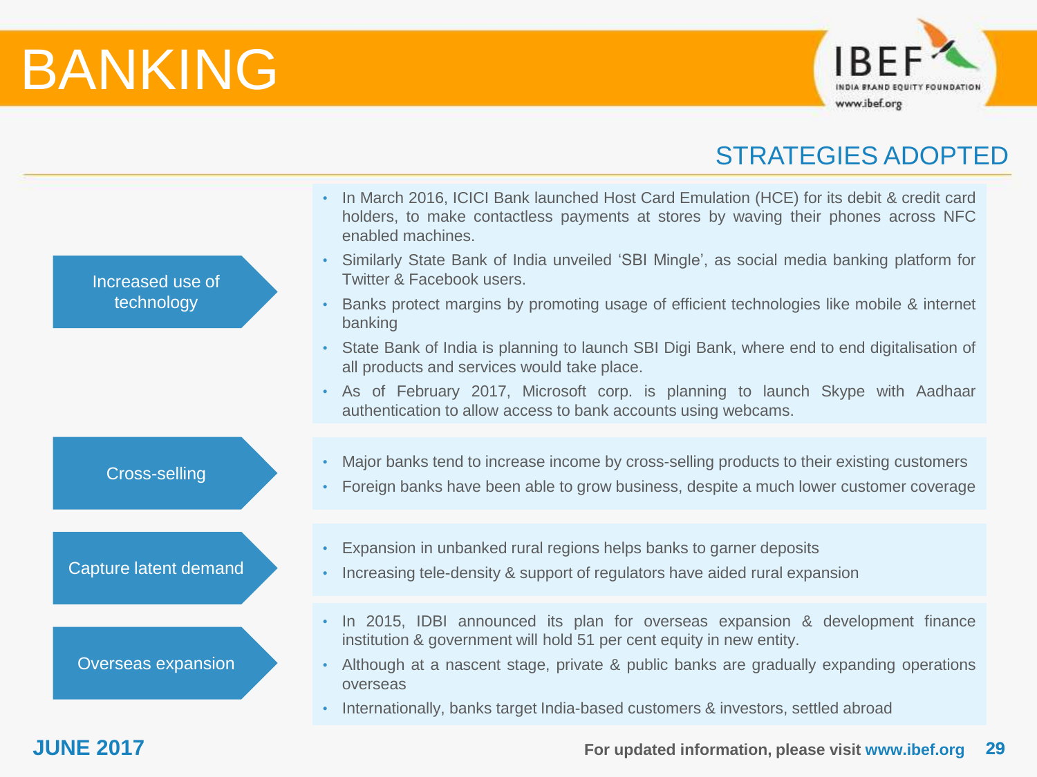# BANKING

## STRATEGIES ADOPTED

### Increased use of technology

- In March 2016, ICICI Bank launched Host Card Emulation (HCE) for its debit & credit card holders, to make contactless payments at stores by waving their phones across NFC enabled machines.
- Similarly State Bank of India unveiled 'SBI Mingle', as social media banking platform for Twitter & Facebook users.
- Banks protect margins by promoting usage of efficient technologies like mobile & internet banking
- State Bank of India is planning to launch SBI Digi Bank, where end to end digitalisation of all products and services would take place.
- As of February 2017, Microsoft corp. is planning to launch Skype with Aadhaar authentication to allow access to bank accounts using webcams.

### Cross-selling

- Major banks tend to increase income by cross-selling products to their existing customers
- Foreign banks have been able to grow business, despite a much lower customer coverage

### Capture latent demand

- Expansion in unbanked rural regions helps banks to garner deposits
- Increasing tele-density & support of regulators have aided rural expansion

### Overseas expansion

- In 2015, IDBI announced its plan for overseas expansion & development finance institution & government will hold 51 per cent equity in new entity.
- Although at a nascent stage, private & public banks are gradually expanding operations overseas
- Internationally, banks target India-based customers & investors, settled abroad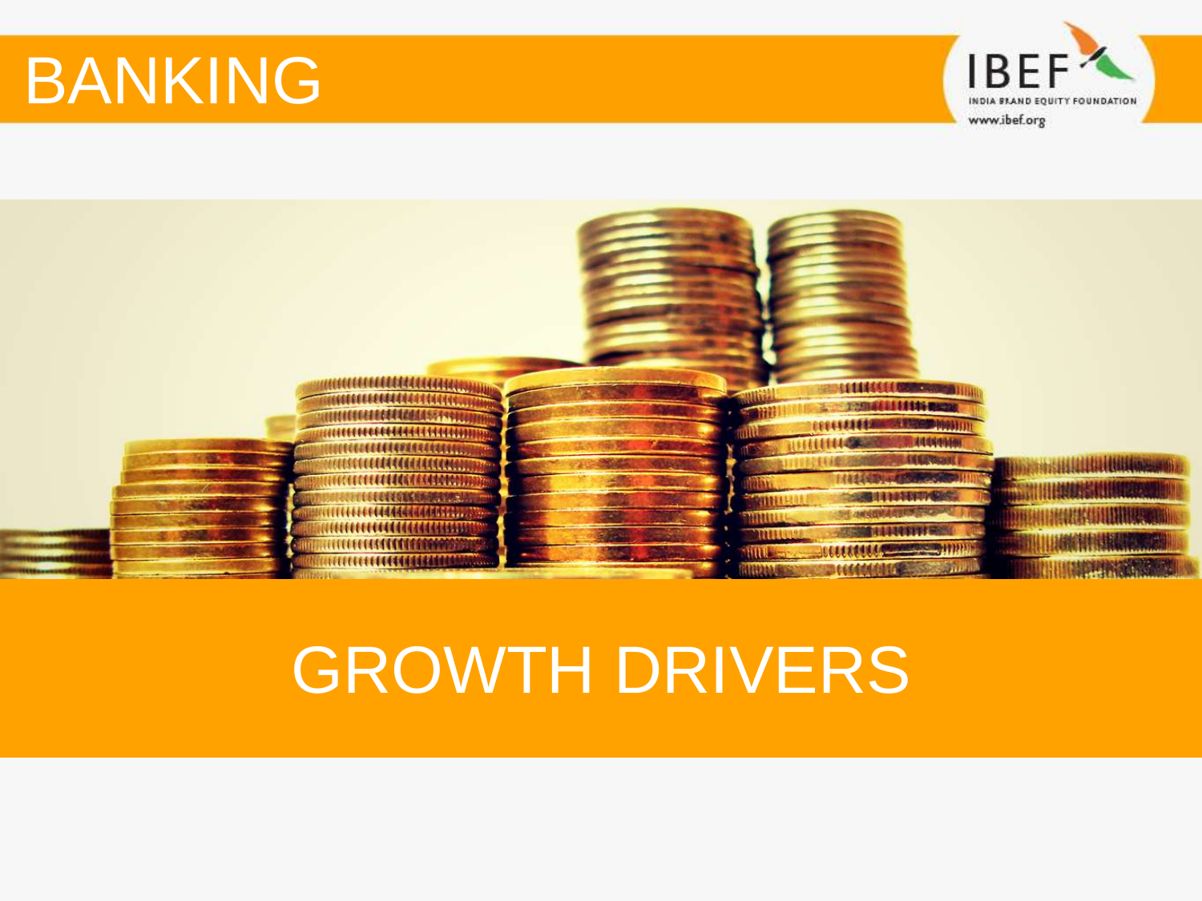# BANKING

# GROWTH DRIVERS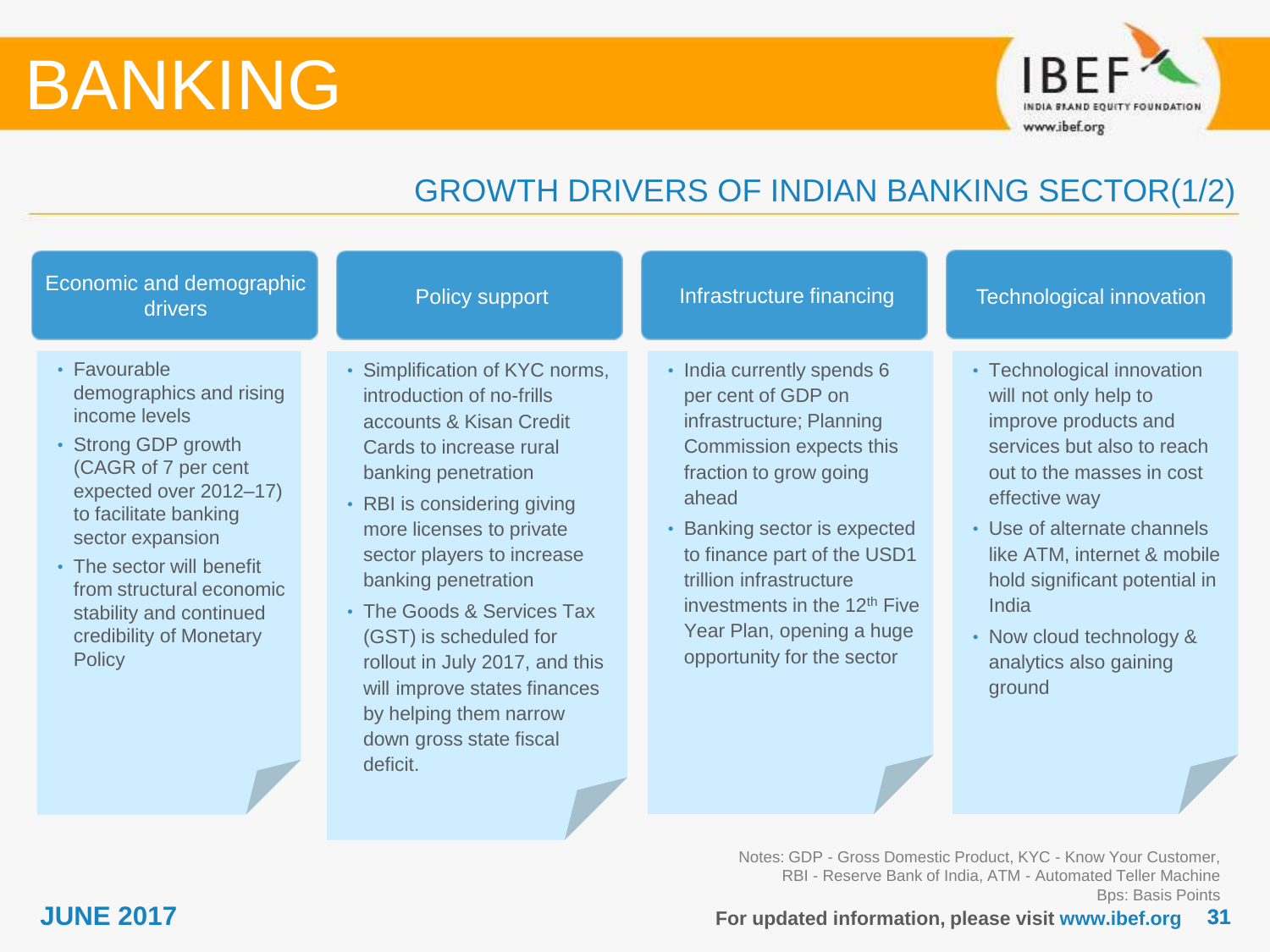# BANKING

## GROWTH DRIVERS OF INDIAN BANKING SECTOR(1/2)

### Economic and demographic drivers

- Favourable demographics and rising income levels
- Strong GDP growth (CAGR of 7 per cent expected over 2012–17) to facilitate banking sector expansion
- The sector will benefit from structural economic stability and continued credibility of Monetary Policy

### Policy support

- Simplification of KYC norms, introduction of no-frills accounts & Kisan Credit Cards to increase rural banking penetration
- RBI is considering giving more licenses to private sector players to increase banking penetration
- The Goods & Services Tax (GST) is scheduled for rollout in July 2017, and this will improve states finances by helping them narrow down gross state fiscal deficit.

### Infrastructure financing

- India currently spends 6 per cent of GDP on infrastructure; Planning Commission expects this fraction to grow going ahead
- Banking sector is expected to finance part of the USD1 trillion infrastructure investments in the 12th Five Year Plan, opening a huge opportunity for the sector

### Technological innovation

- Technological innovation will not only help to improve products and services but also to reach out to the masses in cost effective way
- Use of alternate channels like ATM, internet & mobile hold significant potential in India
- Now cloud technology & analytics also gaining ground

Notes: GDP - Gross Domestic Product, KYC - Know Your Customer, RBI - Reserve Bank of India, ATM - Automated Teller Machine
Bps: Basis Points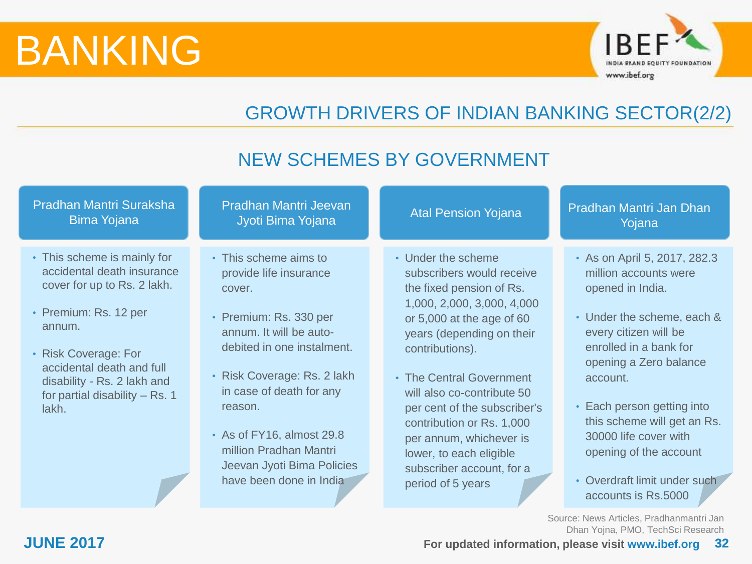# BANKING

## GROWTH DRIVERS OF INDIAN BANKING SECTOR(2/2)

### NEW SCHEMES BY GOVERNMENT

#### Pradhan Mantri Suraksha Bima Yojana

- This scheme is mainly for accidental death insurance cover for up to Rs. 2 lakh.
- Premium: Rs. 12 per annum.
- Risk Coverage: For accidental death and full disability - Rs. 2 lakh and for partial disability – Rs. 1 lakh.

#### Pradhan Mantri Jeevan Jyoti Bima Yojana

- This scheme aims to provide life insurance cover.
- Premium: Rs. 330 per annum. It will be auto-debited in one instalment.
- Risk Coverage: Rs. 2 lakh in case of death for any reason.
- As of FY16, almost 29.8 million Pradhan Mantri Jeevan Jyoti Bima Policies have been done in India

#### Atal Pension Yojana

- Under the scheme subscribers would receive the fixed pension of Rs. 1,000, 2,000, 3,000, 4,000 or 5,000 at the age of 60 years (depending on their contributions).
- The Central Government will also co-contribute 50 per cent of the subscriber's contribution or Rs. 1,000 per annum, whichever is lower, to each eligible subscriber account, for a period of 5 years

#### Pradhan Mantri Jan Dhan Yojana

- As on April 5, 2017, 282.3 million accounts were opened in India.
- Under the scheme, each & every citizen will be enrolled in a bank for opening a Zero balance account.
- Each person getting into this scheme will get an Rs. 30000 life cover with opening of the account
- Overdraft limit under such accounts is Rs.5000

Source: News Articles, Pradhanmantri Jan Dhan Yojna, PMO, TechSci Research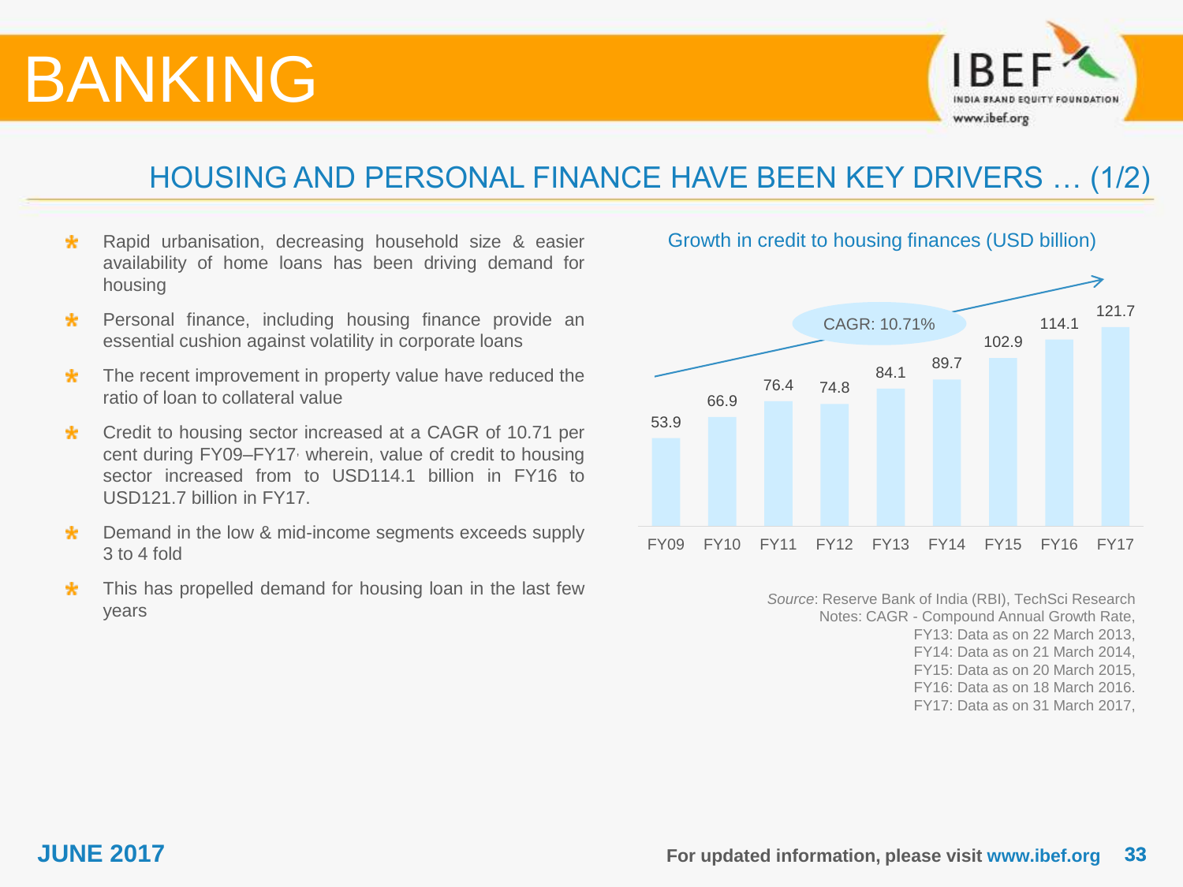# BANKING

## HOUSING AND PERSONAL FINANCE HAVE BEEN KEY DRIVERS … (1/2)

- Rapid urbanisation, decreasing household size & easier availability of home loans has been driving demand for housing
- Personal finance, including housing finance provide an essential cushion against volatility in corporate loans
- The recent improvement in property value have reduced the ratio of loan to collateral value
- Credit to housing sector increased at a CAGR of 10.71 per cent during FY09–FY17, wherein, value of credit to housing sector increased from to USD114.1 billion in FY16 to USD121.7 billion in FY17.
- Demand in the low & mid-income segments exceeds supply 3 to 4 fold
- This has propelled demand for housing loan in the last few years

**Growth in credit to housing finances (USD billion)**

CAGR: 10.71%

| Year | FY09 | FY10 | FY11 | FY12 | FY13 | FY14 | FY15 | FY16 | FY17 |
|---|---|---|---|---|---|---|---|---|---|
| Credit (USD billion) | 53.9 | 66.9 | 76.4 | 74.8 | 84.1 | 89.7 | 102.9 | 114.1 | 121.7 |

*Source*: Reserve Bank of India (RBI), TechSci Research
Notes: CAGR - Compound Annual Growth Rate,
FY13: Data as on 22 March 2013,
FY14: Data as on 21 March 2014,
FY15: Data as on 20 March 2015,
FY16: Data as on 18 March 2016.
FY17: Data as on 31 March 2017,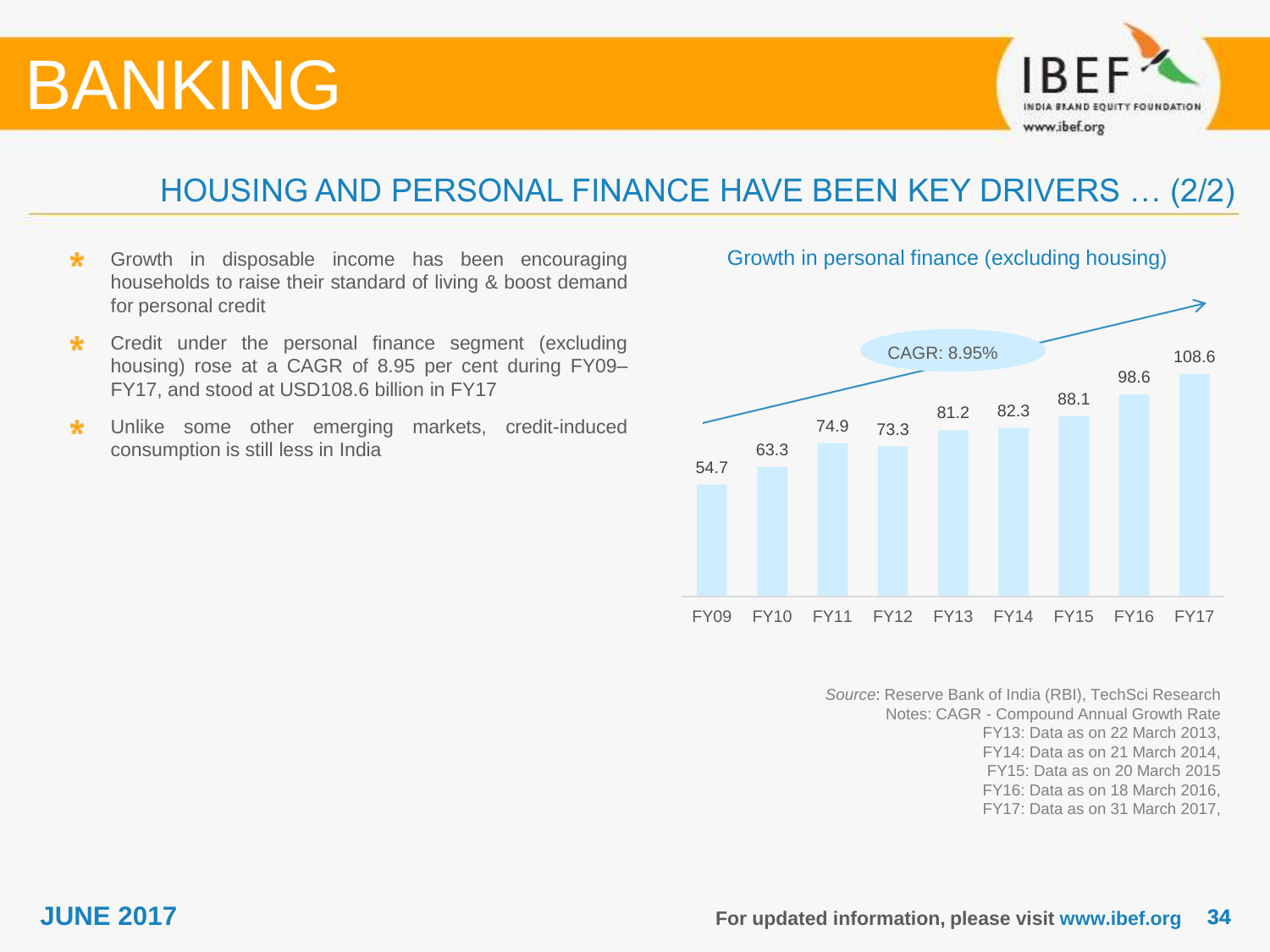# BANKING

## HOUSING AND PERSONAL FINANCE HAVE BEEN KEY DRIVERS … (2/2)

- Growth in disposable income has been encouraging households to raise their standard of living & boost demand for personal credit
- Credit under the personal finance segment (excluding housing) rose at a CAGR of 8.95 per cent during FY09–FY17, and stood at USD108.6 billion in FY17
- Unlike some other emerging markets, credit-induced consumption is still less in India

**Growth in personal finance (excluding housing)**

CAGR: 8.95%

| Year | Value |
|---|---|
| FY09 | 54.7 |
| FY10 | 63.3 |
| FY11 | 74.9 |
| FY12 | 73.3 |
| FY13 | 81.2 |
| FY14 | 82.3 |
| FY15 | 88.1 |
| FY16 | 98.6 |
| FY17 | 108.6 |

*Source*: Reserve Bank of India (RBI), TechSci Research
Notes: CAGR - Compound Annual Growth Rate
FY13: Data as on 22 March 2013,
FY14: Data as on 21 March 2014,
FY15: Data as on 20 March 2015
FY16: Data as on 18 March 2016,
FY17: Data as on 31 March 2017,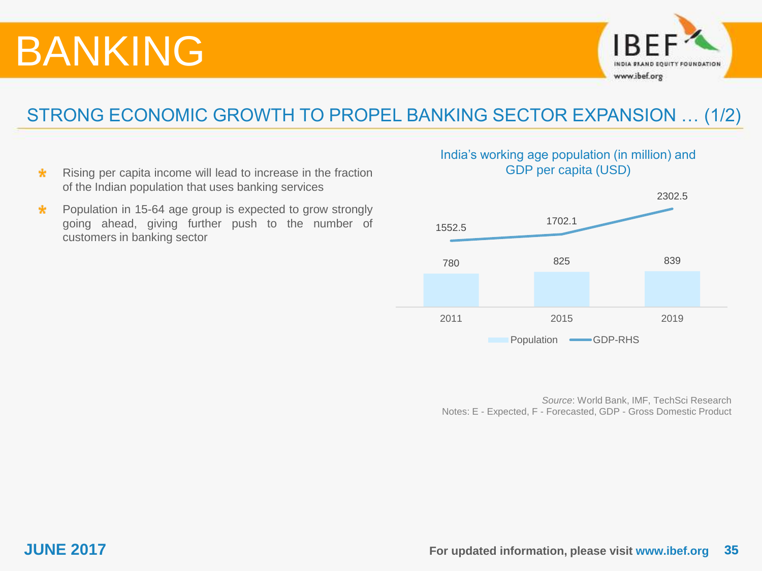# BANKING

## STRONG ECONOMIC GROWTH TO PROPEL BANKING SECTOR EXPANSION … (1/2)

- Rising per capita income will lead to increase in the fraction of the Indian population that uses banking services
- Population in 15-64 age group is expected to grow strongly going ahead, giving further push to the number of customers in banking sector

**India's working age population (in million) and GDP per capita (USD)**

| Year | Population | GDP-RHS |
|---|---|---|
| 2011 | 780 | 1552.5 |
| 2015 | 825 | 1702.1 |
| 2019 | 839 | 2302.5 |

*Source*: World Bank, IMF, TechSci Research
Notes: E - Expected, F - Forecasted, GDP - Gross Domestic Product

**JUNE 2017**

For updated information, please visit www.ibef.org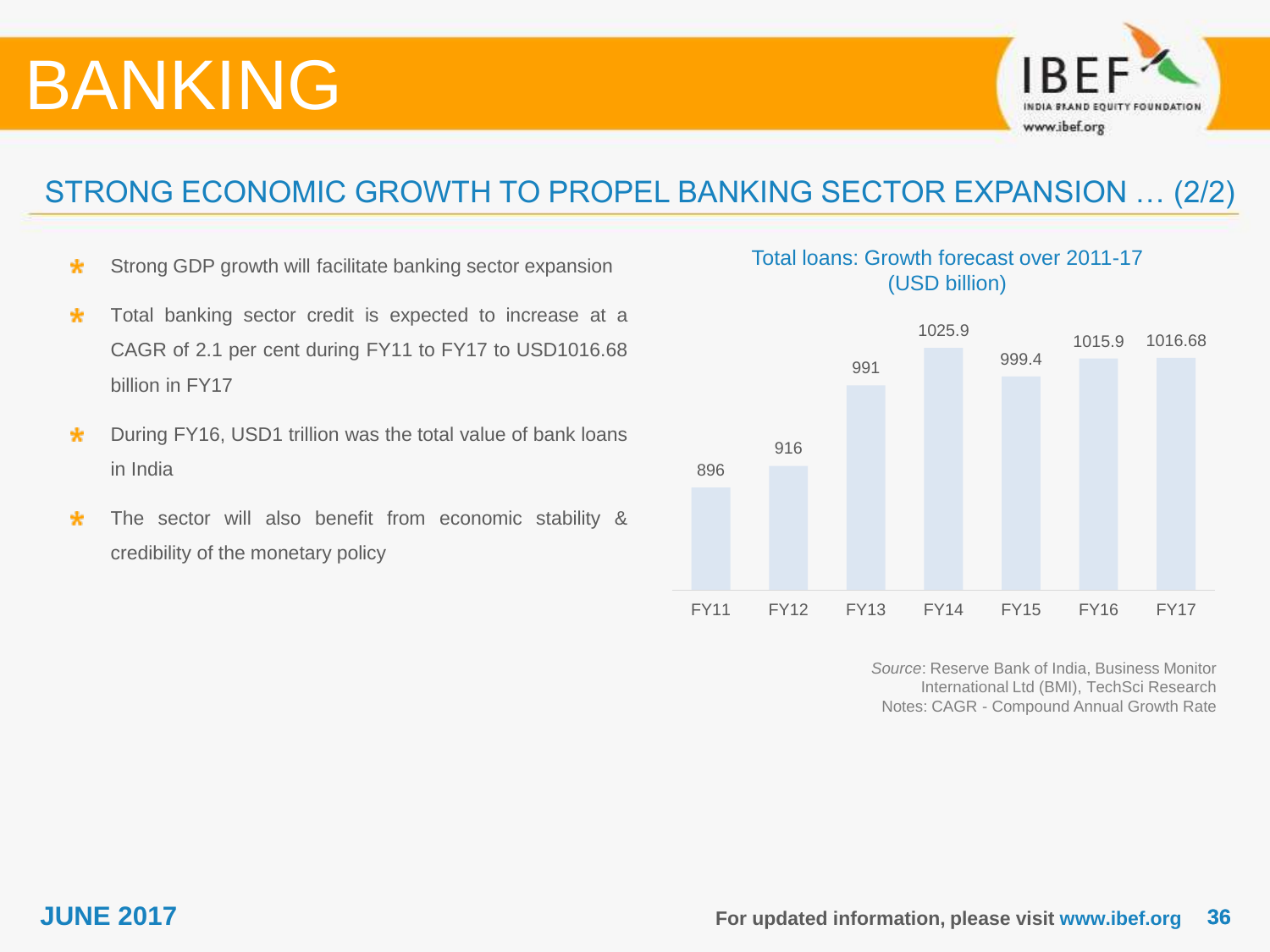# BANKING

## STRONG ECONOMIC GROWTH TO PROPEL BANKING SECTOR EXPANSION … (2/2)

- Strong GDP growth will facilitate banking sector expansion
- Total banking sector credit is expected to increase at a CAGR of 2.1 per cent during FY11 to FY17 to USD1016.68 billion in FY17
- During FY16, USD1 trillion was the total value of bank loans in India
- The sector will also benefit from economic stability & credibility of the monetary policy

**Total loans: Growth forecast over 2011-17 (USD billion)**

| FY11 | FY12 | FY13 | FY14 | FY15 | FY16 | FY17 |
|---|---|---|---|---|---|---|
| 896 | 916 | 991 | 1025.9 | 999.4 | 1015.9 | 1016.68 |

*Source*: Reserve Bank of India, Business Monitor International Ltd (BMI), TechSci Research
Notes: CAGR - Compound Annual Growth Rate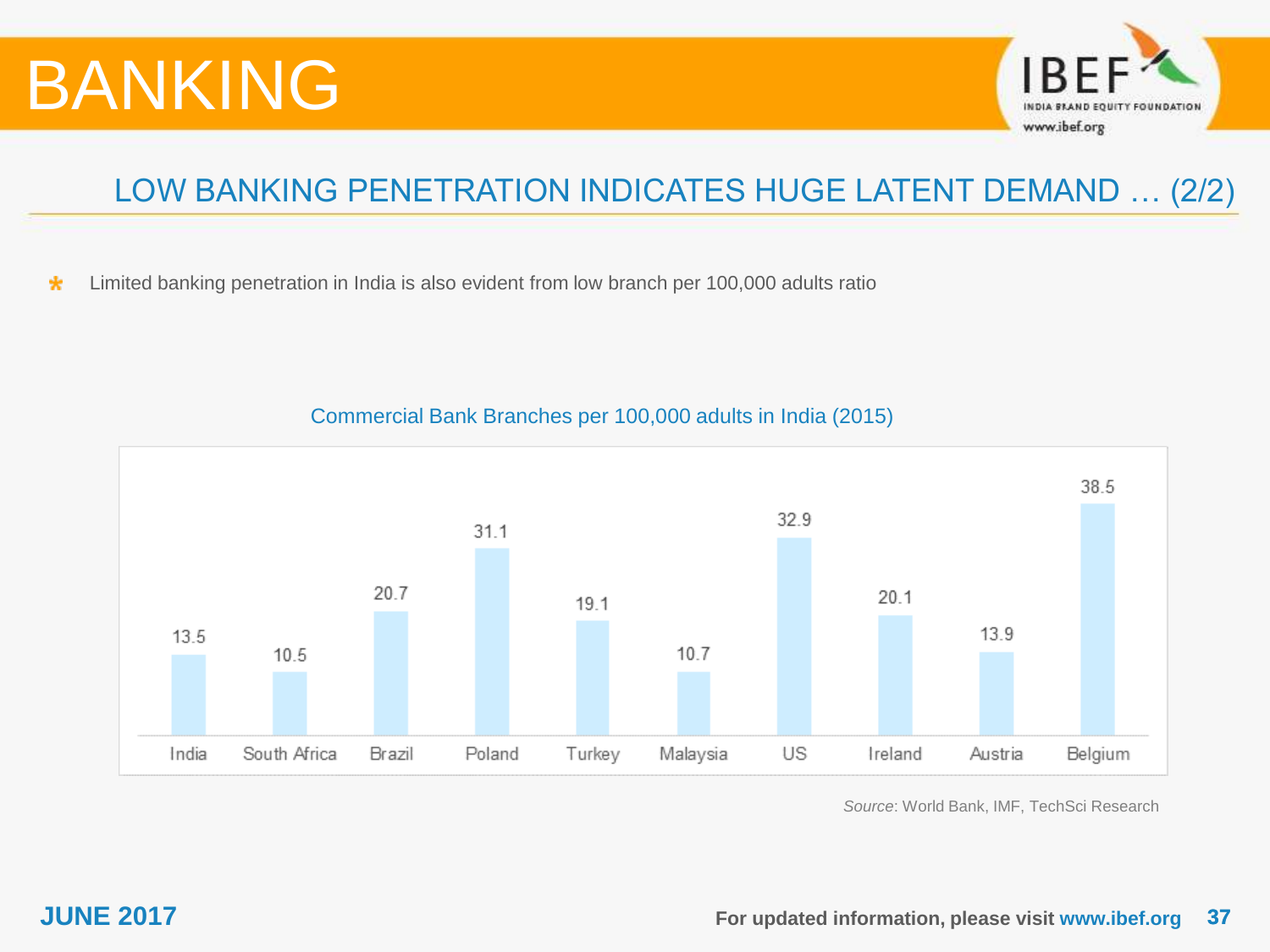# BANKING

## LOW BANKING PENETRATION INDICATES HUGE LATENT DEMAND … (2/2)

- Limited banking penetration in India is also evident from low branch per 100,000 adults ratio

**Commercial Bank Branches per 100,000 adults in India (2015)**

| Country | Branches per 100,000 adults |
|---|---|
| India | 13.5 |
| South Africa | 10.5 |
| Brazil | 20.7 |
| Poland | 31.1 |
| Turkey | 19.1 |
| Malaysia | 10.7 |
| US | 32.9 |
| Ireland | 20.1 |
| Austria | 13.9 |
| Belgium | 38.5 |

*Source*: World Bank, IMF, TechSci Research

**JUNE 2017**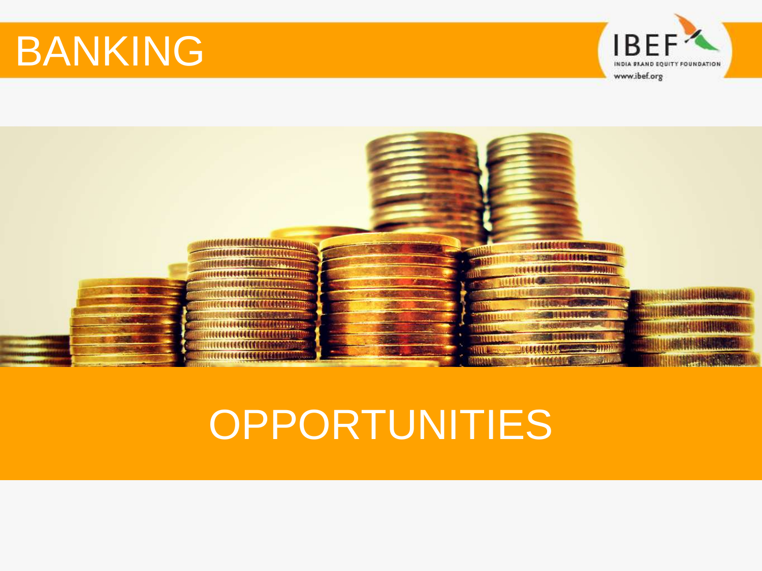# BANKING

# OPPORTUNITIES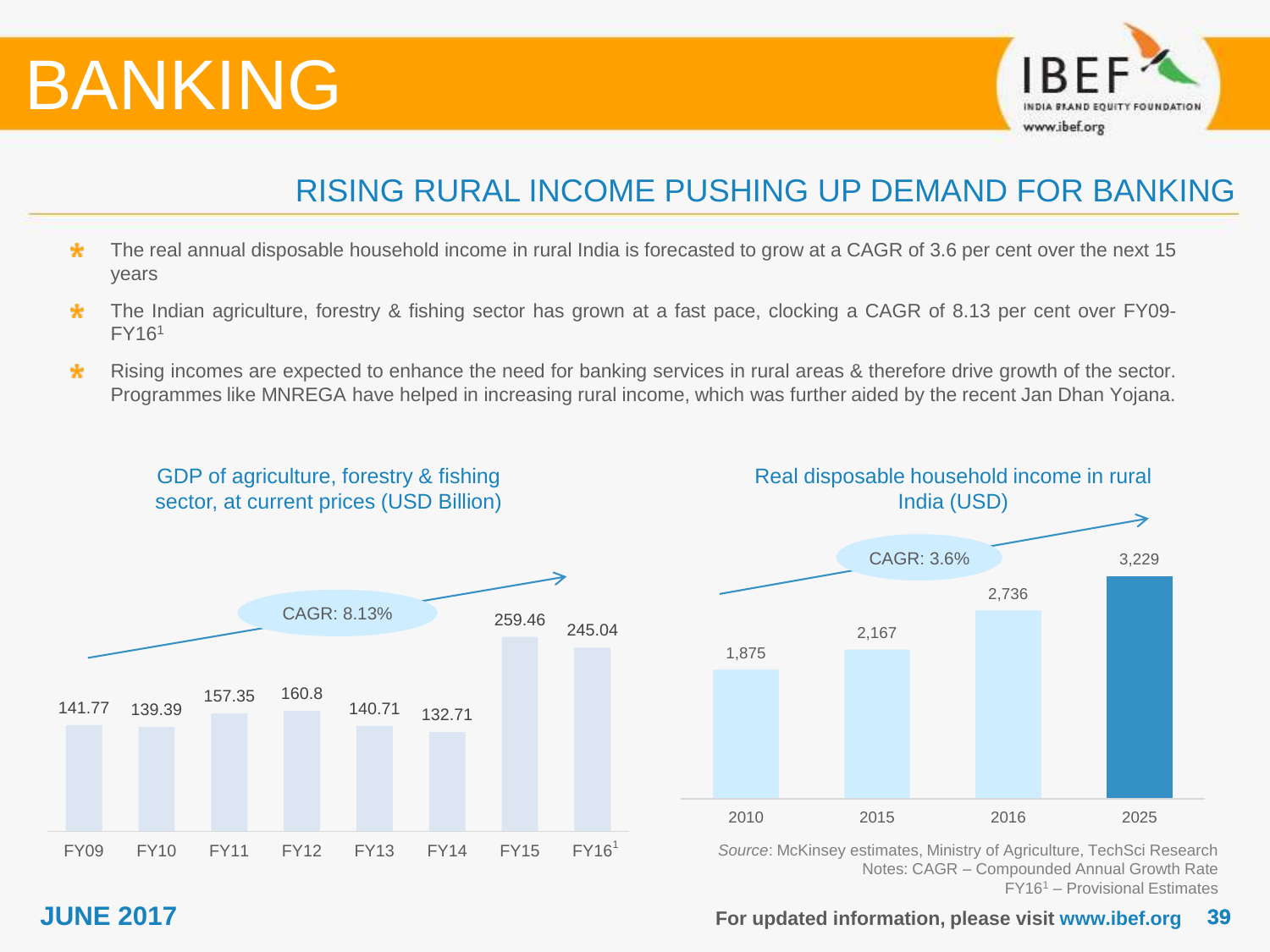# BANKING

## RISING RURAL INCOME PUSHING UP DEMAND FOR BANKING

- The real annual disposable household income in rural India is forecasted to grow at a CAGR of 3.6 per cent over the next 15 years
- The Indian agriculture, forestry & fishing sector has grown at a fast pace, clocking a CAGR of 8.13 per cent over FY09-FY16[1]
- Rising incomes are expected to enhance the need for banking services in rural areas & therefore drive growth of the sector. Programmes like MNREGA have helped in increasing rural income, which was further aided by the recent Jan Dhan Yojana.

**GDP of agriculture, forestry & fishing sector, at current prices (USD Billion)**

CAGR: 8.13%

| Year | USD Billion |
|---|---|
| FY09 | 141.77 |
| FY10 | 139.39 |
| FY11 | 157.35 |
| FY12 | 160.8 |
| FY13 | 140.71 |
| FY14 | 132.71 |
| FY15 | 259.46 |
| FY16[1] | 245.04 |

**Real disposable household income in rural India (USD)**

CAGR: 3.6%

| Year | USD |
|---|---|
| 2010 | 1,875 |
| 2015 | 2,167 |
| 2016 | 2,736 |
| 2025 | 3,229 |

*Source*: McKinsey estimates, Ministry of Agriculture, TechSci Research
Notes: CAGR – Compounded Annual Growth Rate
FY16[1] – Provisional Estimates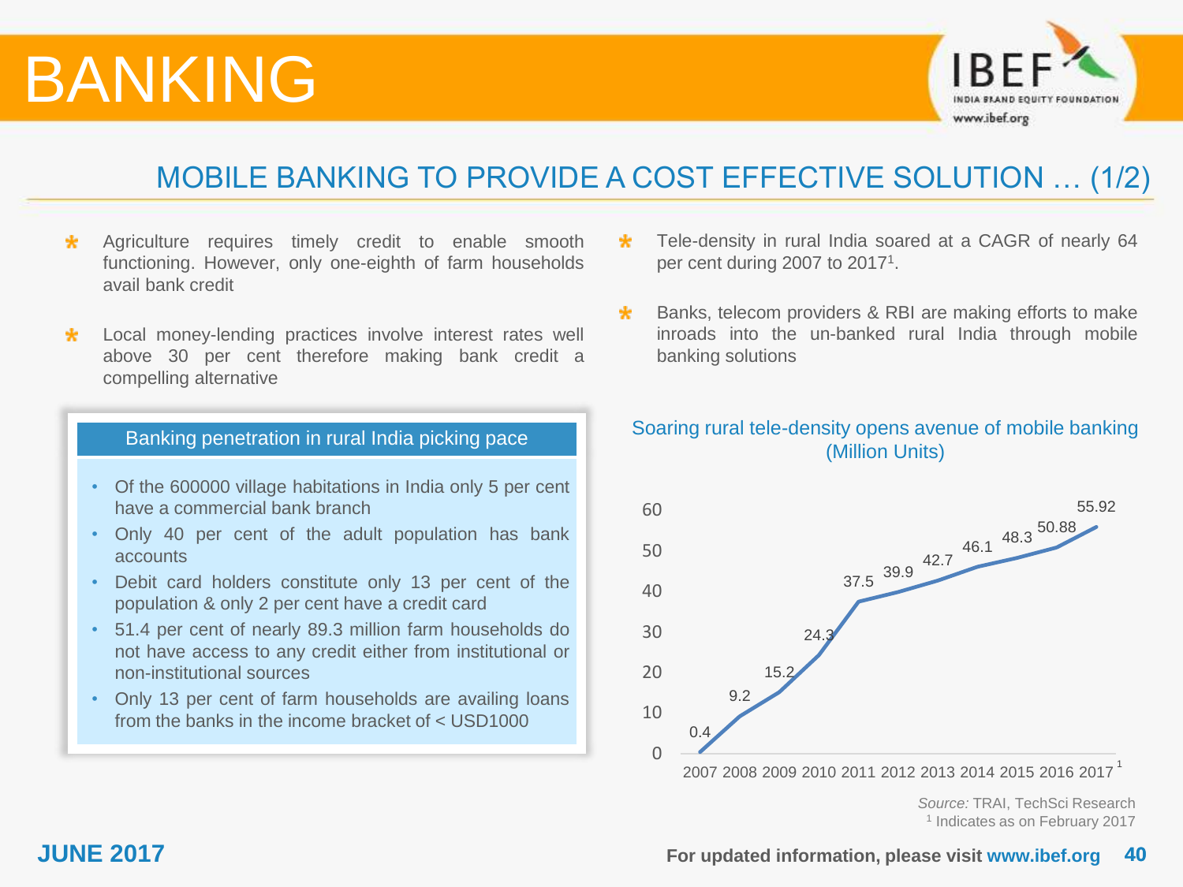# BANKING

## MOBILE BANKING TO PROVIDE A COST EFFECTIVE SOLUTION … (1/2)

- Agriculture requires timely credit to enable smooth functioning. However, only one-eighth of farm households avail bank credit
- Local money-lending practices involve interest rates well above 30 per cent therefore making bank credit a compelling alternative

**Banking penetration in rural India picking pace**

- Of the 600000 village habitations in India only 5 per cent have a commercial bank branch
- Only 40 per cent of the adult population has bank accounts
- Debit card holders constitute only 13 per cent of the population & only 2 per cent have a credit card
- 51.4 per cent of nearly 89.3 million farm households do not have access to any credit either from institutional or non-institutional sources
- Only 13 per cent of farm households are availing loans from the banks in the income bracket of < USD1000

- Tele-density in rural India soared at a CAGR of nearly 64 per cent during 2007 to 2017[1].
- Banks, telecom providers & RBI are making efforts to make inroads into the un-banked rural India through mobile banking solutions

**Soaring rural tele-density opens avenue of mobile banking (Million Units)**

| Year | Rural tele-density (Million Units) |
|---|---|
| 2007 | 0.4 |
| 2008 | 9.2 |
| 2009 | 15.2 |
| 2010 | 24.3 |
| 2011 | 37.5 |
| 2012 | 39.9 |
| 2013 | 42.7 |
| 2014 | 46.1 |
| 2015 | 48.3 |
| 2016 | 50.88 |
| 2017[1] | 55.92 |

*Source:* TRAI, TechSci Research
[1] Indicates as on February 2017

JUNE 2017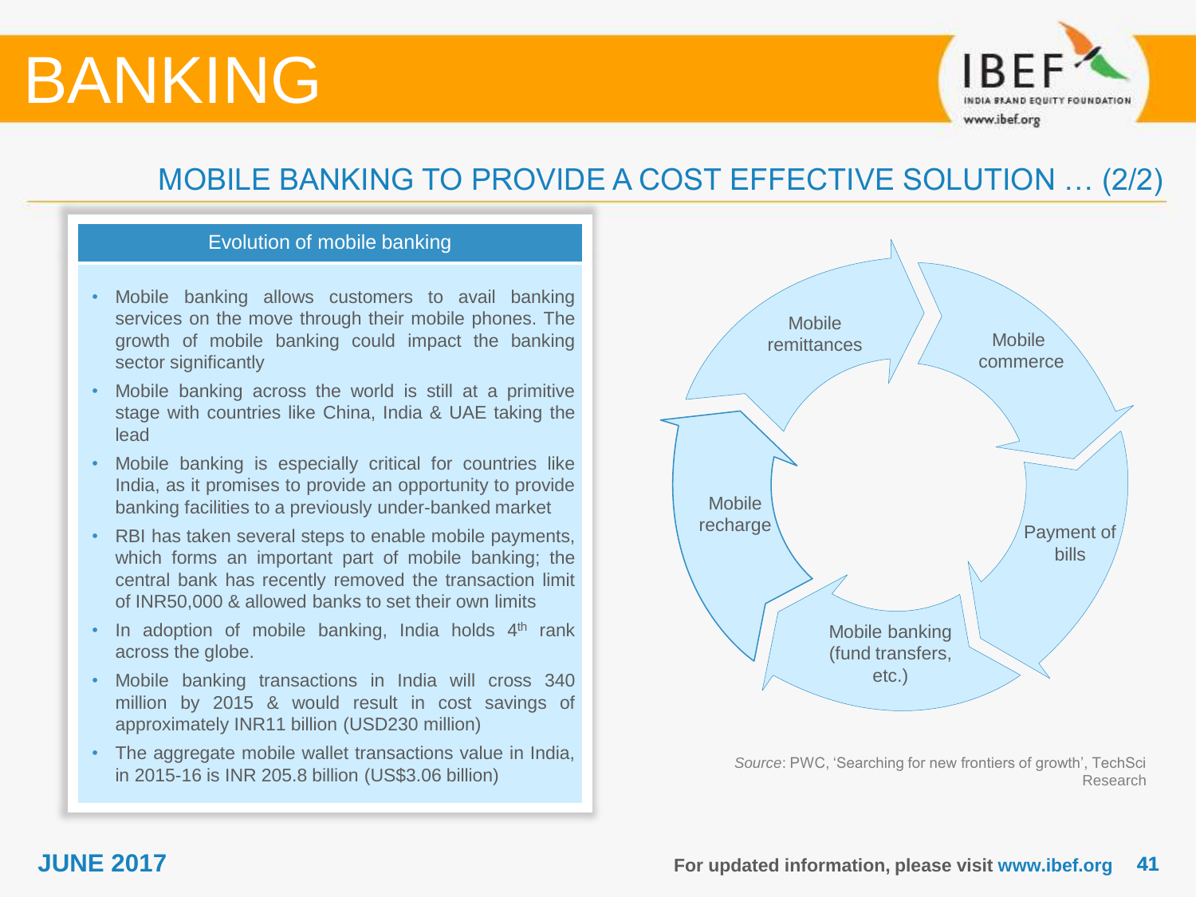# BANKING

## MOBILE BANKING TO PROVIDE A COST EFFECTIVE SOLUTION … (2/2)

### Evolution of mobile banking

- Mobile banking allows customers to avail banking services on the move through their mobile phones. The growth of mobile banking could impact the banking sector significantly
- Mobile banking across the world is still at a primitive stage with countries like China, India & UAE taking the lead
- Mobile banking is especially critical for countries like India, as it promises to provide an opportunity to provide banking facilities to a previously under-banked market
- RBI has taken several steps to enable mobile payments, which forms an important part of mobile banking; the central bank has recently removed the transaction limit of INR50,000 & allowed banks to set their own limits
- In adoption of mobile banking, India holds 4th rank across the globe.
- Mobile banking transactions in India will cross 340 million by 2015 & would result in cost savings of approximately INR11 billion (USD230 million)
- The aggregate mobile wallet transactions value in India, in 2015-16 is INR 205.8 billion (US$3.06 billion)

Mobile remittances → Mobile commerce → Payment of bills → Mobile banking (fund transfers, etc.) → Mobile recharge

*Source*: PWC, 'Searching for new frontiers of growth', TechSci Research

**JUNE 2017**

For updated information, please visit www.ibef.org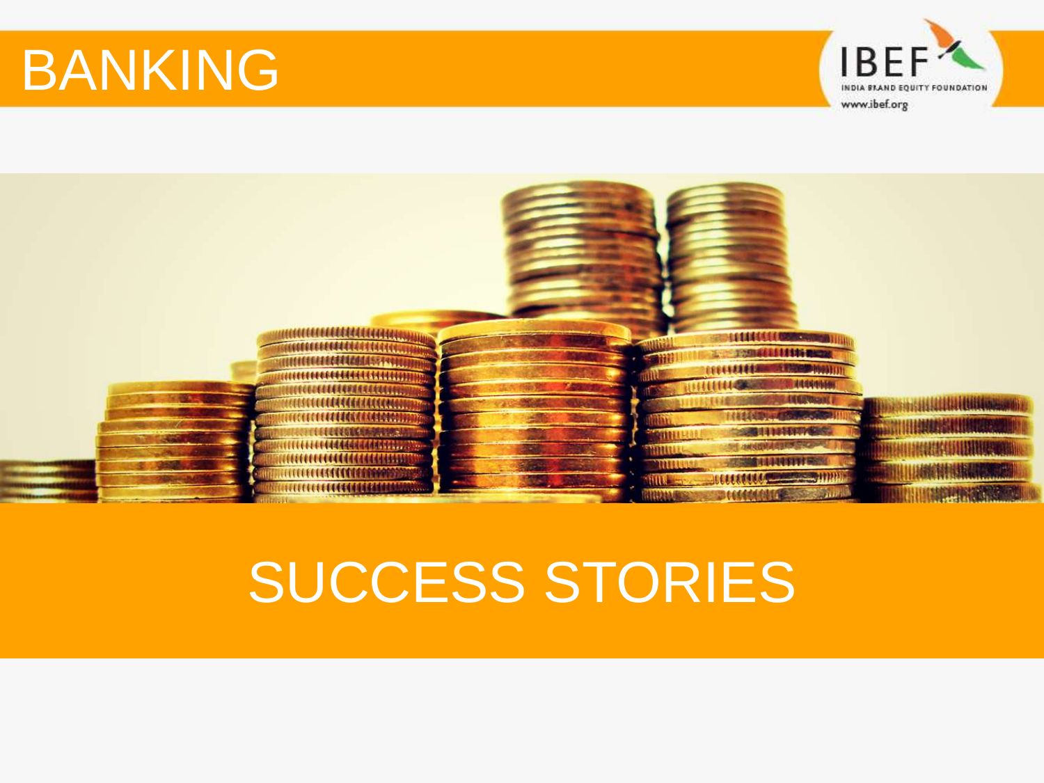# BANKING

# SUCCESS STORIES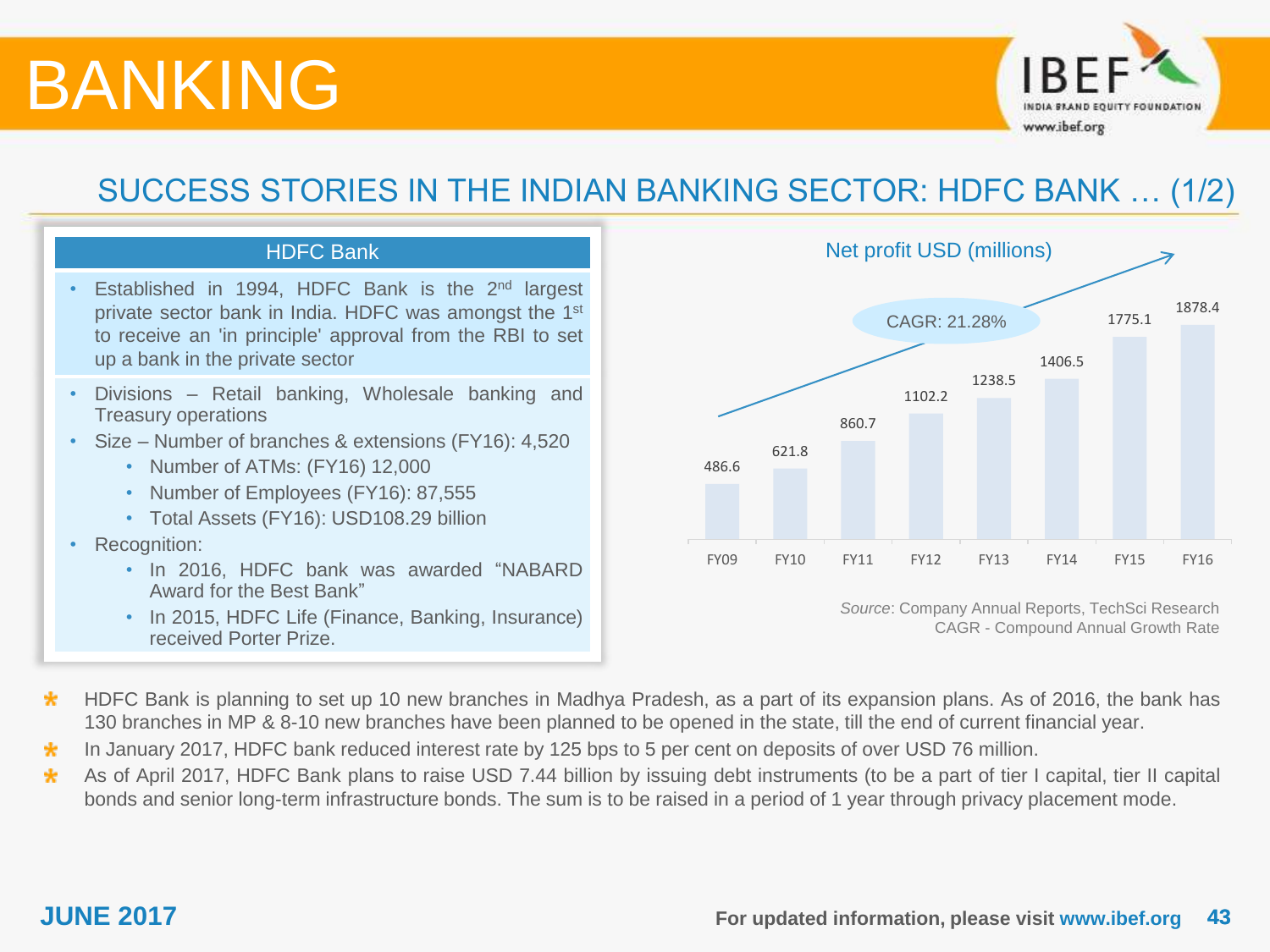# BANKING

## SUCCESS STORIES IN THE INDIAN BANKING SECTOR: HDFC BANK … (1/2)

### HDFC Bank

- Established in 1994, HDFC Bank is the 2nd largest private sector bank in India. HDFC was amongst the 1st to receive an 'in principle' approval from the RBI to set up a bank in the private sector
- Divisions – Retail banking, Wholesale banking and Treasury operations
- Size – Number of branches & extensions (FY16): 4,520
    - Number of ATMs: (FY16) 12,000
    - Number of Employees (FY16): 87,555
    - Total Assets (FY16): USD108.29 billion
- Recognition:
    - In 2016, HDFC bank was awarded "NABARD Award for the Best Bank"
    - In 2015, HDFC Life (Finance, Banking, Insurance) received Porter Prize.

**Net profit USD (millions)**

CAGR: 21.28%

| Year | Net profit USD (millions) |
|---|---|
| FY09 | 486.6 |
| FY10 | 621.8 |
| FY11 | 860.7 |
| FY12 | 1102.2 |
| FY13 | 1238.5 |
| FY14 | 1406.5 |
| FY15 | 1775.1 |
| FY16 | 1878.4 |

*Source*: Company Annual Reports, TechSci Research
CAGR - Compound Annual Growth Rate

- HDFC Bank is planning to set up 10 new branches in Madhya Pradesh, as a part of its expansion plans. As of 2016, the bank has 130 branches in MP & 8-10 new branches have been planned to be opened in the state, till the end of current financial year.
- In January 2017, HDFC bank reduced interest rate by 125 bps to 5 per cent on deposits of over USD 76 million.
- As of April 2017, HDFC Bank plans to raise USD 7.44 billion by issuing debt instruments (to be a part of tier I capital, tier II capital bonds and senior long-term infrastructure bonds. The sum is to be raised in a period of 1 year through privacy placement mode.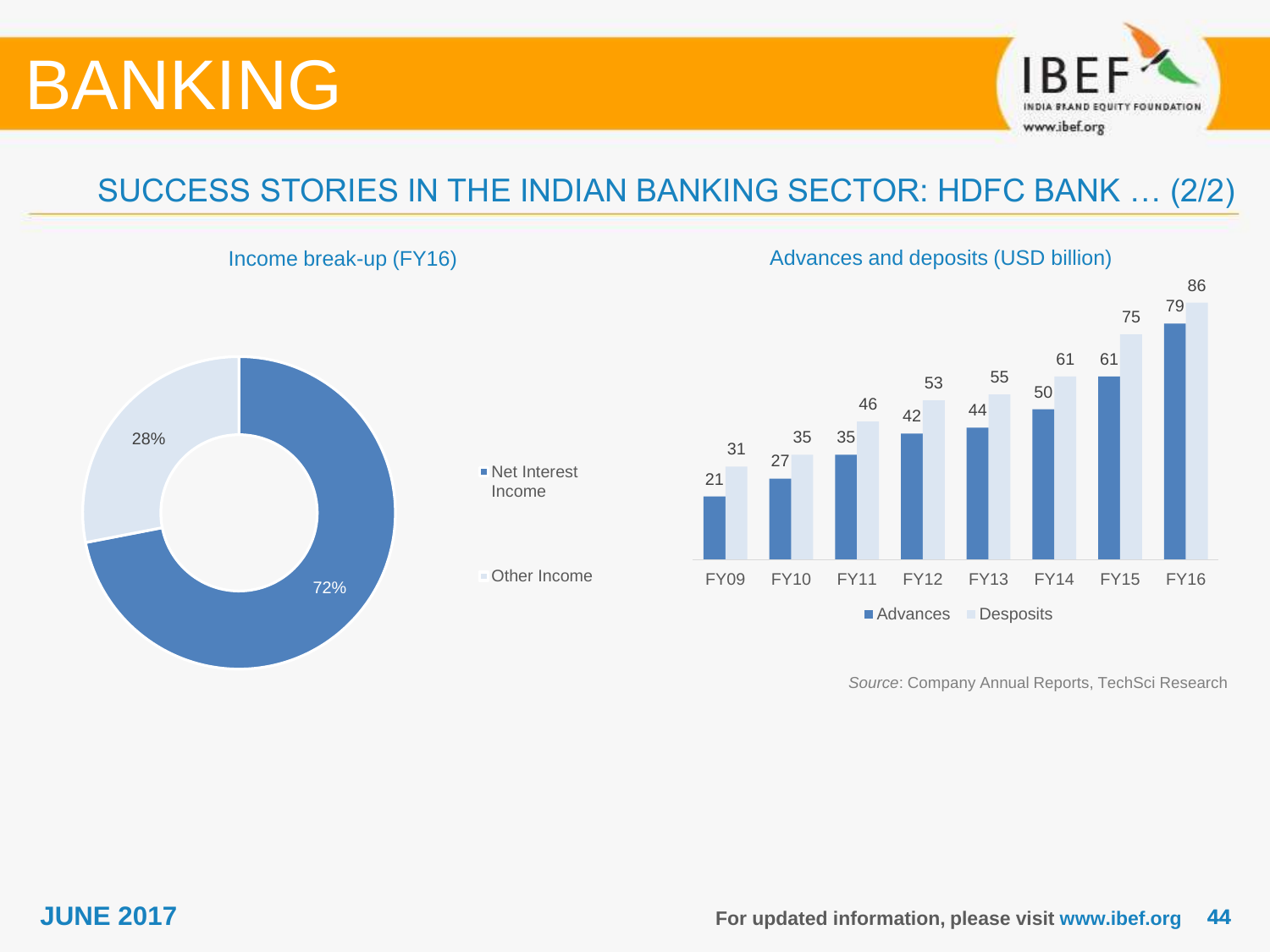# BANKING

## SUCCESS STORIES IN THE INDIAN BANKING SECTOR: HDFC BANK … (2/2)

### Income break-up (FY16)

| Income | Share |
|---|---|
| Net Interest Income | 72% |
| Other Income | 28% |

### Advances and deposits (USD billion)

| Year | Advances | Desposits |
|---|---|---|
| FY09 | 21 | 31 |
| FY10 | 27 | 35 |
| FY11 | 35 | 46 |
| FY12 | 42 | 53 |
| FY13 | 44 | 55 |
| FY14 | 50 | 61 |
| FY15 | 61 | 75 |
| FY16 | 79 | 86 |

*Source*: Company Annual Reports, TechSci Research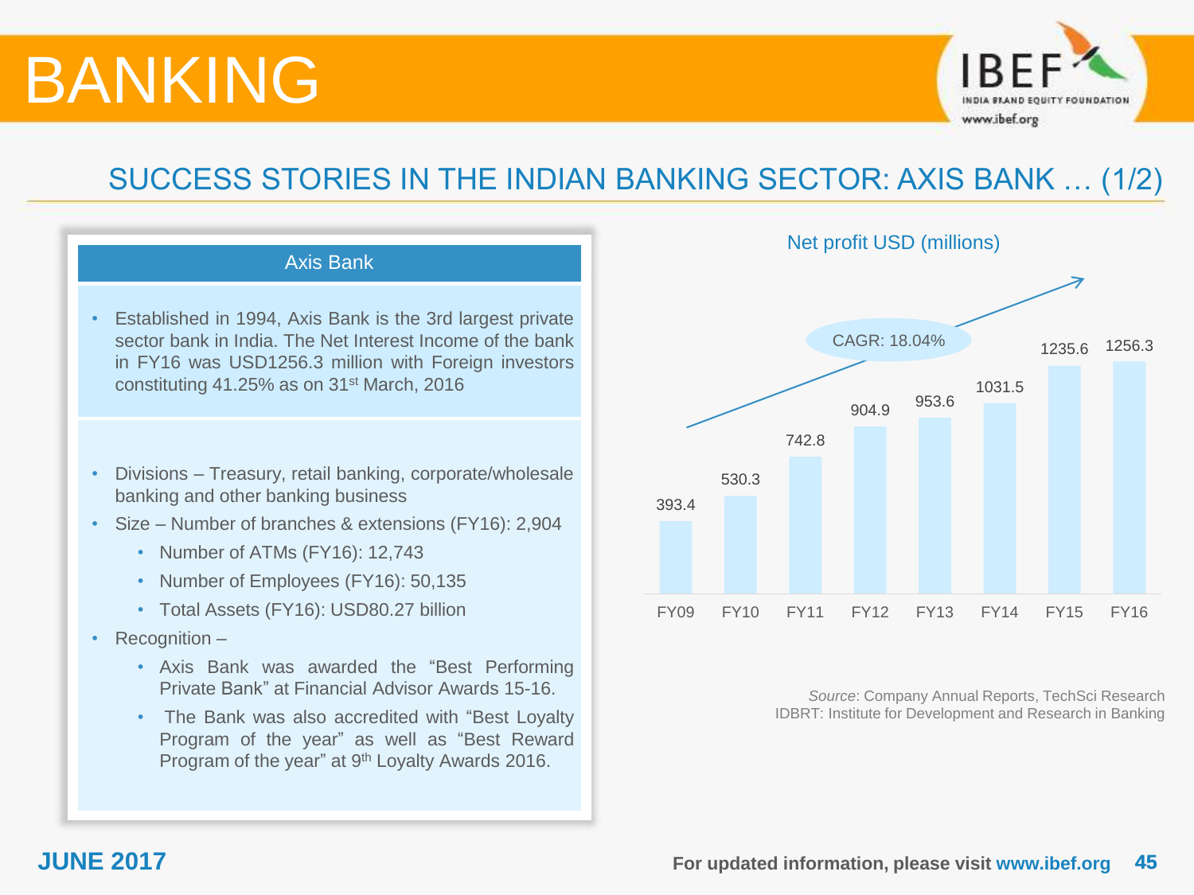# BANKING

## SUCCESS STORIES IN THE INDIAN BANKING SECTOR: AXIS BANK … (1/2)

### Axis Bank

- Established in 1994, Axis Bank is the 3rd largest private sector bank in India. The Net Interest Income of the bank in FY16 was USD1256.3 million with Foreign investors constituting 41.25% as on 31st March, 2016

- Divisions – Treasury, retail banking, corporate/wholesale banking and other banking business
- Size – Number of branches & extensions (FY16): 2,904
  - Number of ATMs (FY16): 12,743
  - Number of Employees (FY16): 50,135
  - Total Assets (FY16): USD80.27 billion
- Recognition –
  - Axis Bank was awarded the “Best Performing Private Bank” at Financial Advisor Awards 15-16.
  - The Bank was also accredited with “Best Loyalty Program of the year” as well as “Best Reward Program of the year” at 9th Loyalty Awards 2016.

**Net profit USD (millions)**

CAGR: 18.04%

| FY09 | FY10 | FY11 | FY12 | FY13 | FY14 | FY15 | FY16 |
|---|---|---|---|---|---|---|---|
| 393.4 | 530.3 | 742.8 | 904.9 | 953.6 | 1031.5 | 1235.6 | 1256.3 |

*Source*: Company Annual Reports, TechSci Research
IDBRT: Institute for Development and Research in Banking

JUNE 2017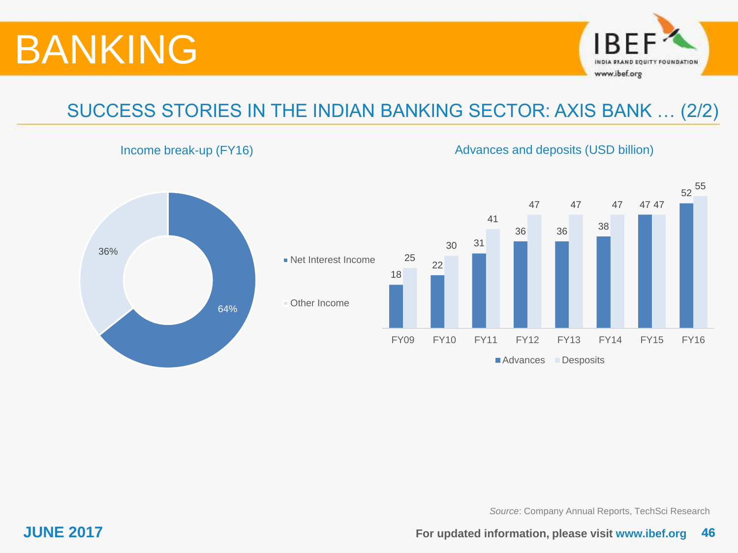# BANKING

## SUCCESS STORIES IN THE INDIAN BANKING SECTOR: AXIS BANK … (2/2)

### Income break-up (FY16)

| Component | Share |
|---|---|
| Net Interest Income | 64% |
| Other Income | 36% |

### Advances and deposits (USD billion)

| Year | Advances | Desposits |
|---|---|---|
| FY09 | 18 | 25 |
| FY10 | 22 | 30 |
| FY11 | 31 | 41 |
| FY12 | 36 | 47 |
| FY13 | 36 | 47 |
| FY14 | 38 | 47 |
| FY15 | 47 | 47 |
| FY16 | 52 | 55 |

*Source*: Company Annual Reports, TechSci Research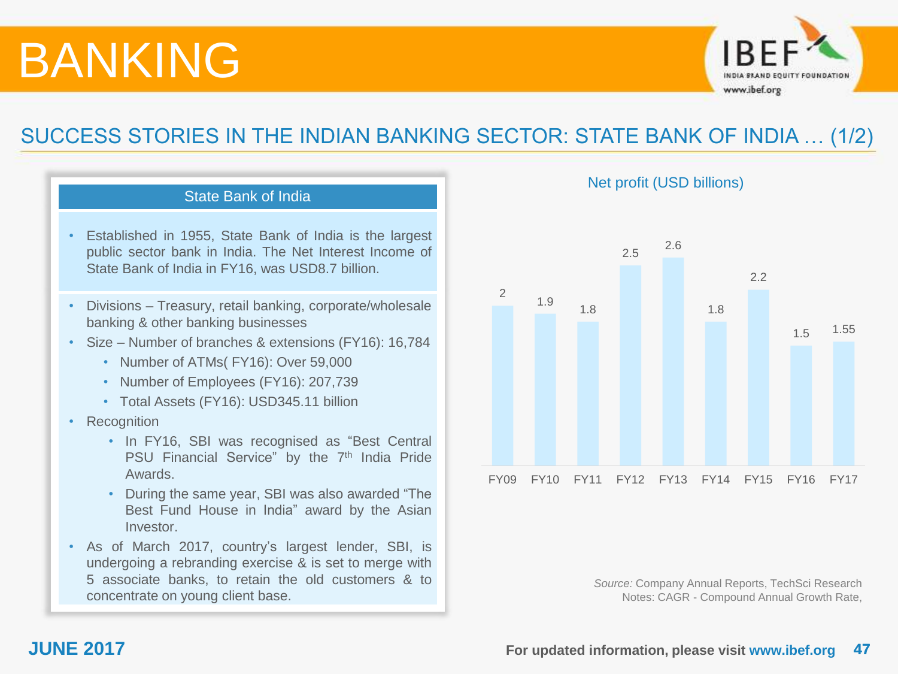# BANKING

## SUCCESS STORIES IN THE INDIAN BANKING SECTOR: STATE BANK OF INDIA … (1/2)

### State Bank of India

- Established in 1955, State Bank of India is the largest public sector bank in India. The Net Interest Income of State Bank of India in FY16, was USD8.7 billion.

- Divisions – Treasury, retail banking, corporate/wholesale banking & other banking businesses
- Size – Number of branches & extensions (FY16): 16,784
  - Number of ATMs( FY16): Over 59,000
  - Number of Employees (FY16): 207,739
  - Total Assets (FY16): USD345.11 billion
- Recognition
  - In FY16, SBI was recognised as "Best Central PSU Financial Service" by the 7th India Pride Awards.
  - During the same year, SBI was also awarded "The Best Fund House in India" award by the Asian Investor.
- As of March 2017, country's largest lender, SBI, is undergoing a rebranding exercise & is set to merge with 5 associate banks, to retain the old customers & to concentrate on young client base.

**Net profit (USD billions)**

| Year | Net profit (USD billions) |
|---|---|
| FY09 | 2 |
| FY10 | 1.9 |
| FY11 | 1.8 |
| FY12 | 2.5 |
| FY13 | 2.6 |
| FY14 | 1.8 |
| FY15 | 2.2 |
| FY16 | 1.5 |
| FY17 | 1.55 |

*Source:* Company Annual Reports, TechSci Research
Notes: CAGR - Compound Annual Growth Rate,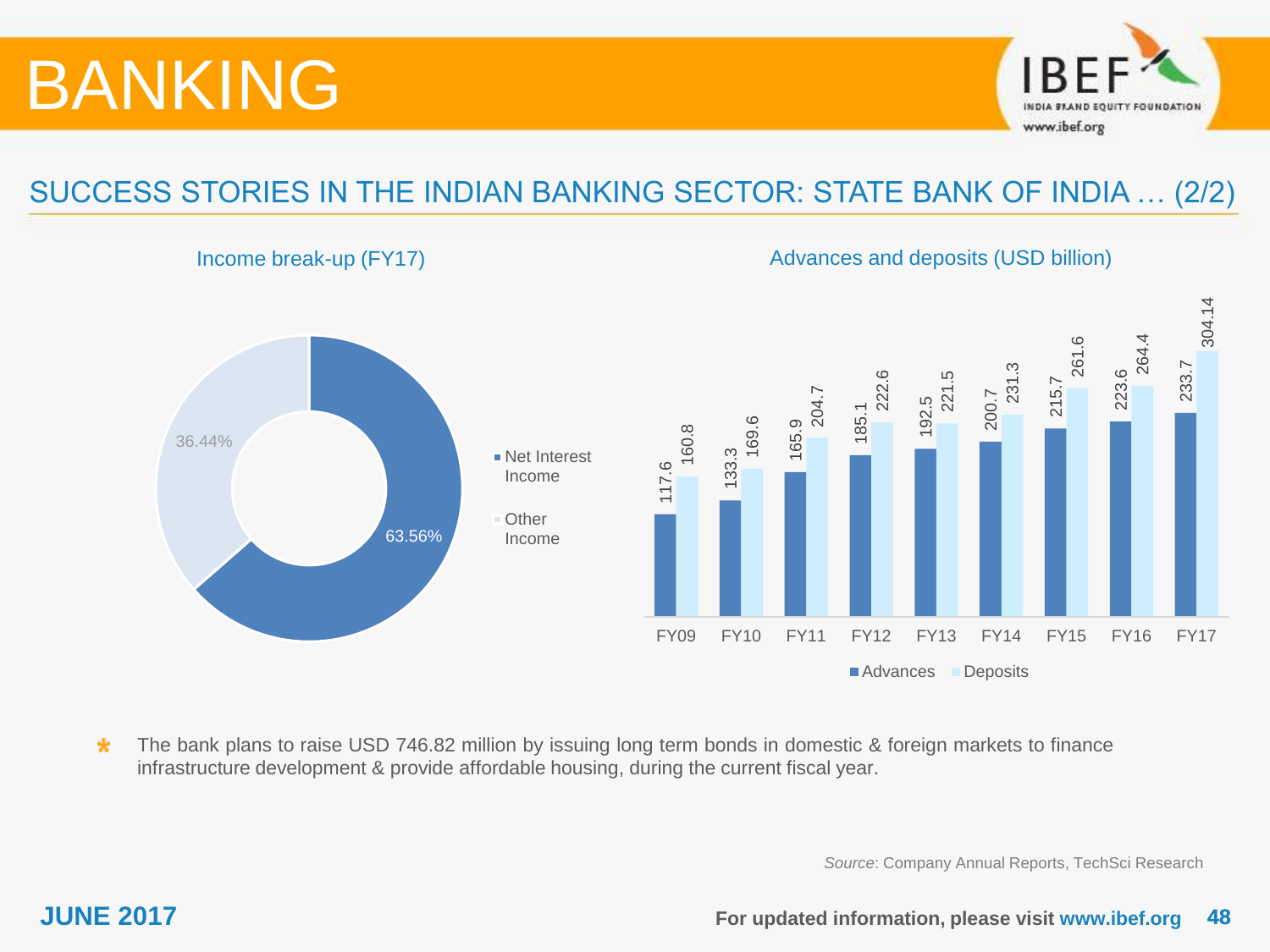# BANKING

## SUCCESS STORIES IN THE INDIAN BANKING SECTOR: STATE BANK OF INDIA … (2/2)

### Income break-up (FY17)

| Component | Share |
| --- | --- |
| Net Interest Income | 63.56% |
| Other Income | 36.44% |

### Advances and deposits (USD billion)

| Year | Advances | Deposits |
| --- | --- | --- |
| FY09 | 117.6 | 160.8 |
| FY10 | 133.3 | 169.6 |
| FY11 | 165.9 | 204.7 |
| FY12 | 185.1 | 222.6 |
| FY13 | 192.5 | 221.5 |
| FY14 | 200.7 | 231.3 |
| FY15 | 215.7 | 261.6 |
| FY16 | 223.6 | 264.4 |
| FY17 | 233.7 | 304.14 |

- The bank plans to raise USD 746.82 million by issuing long term bonds in domestic & foreign markets to finance infrastructure development & provide affordable housing, during the current fiscal year.

*Source*: Company Annual Reports, TechSci Research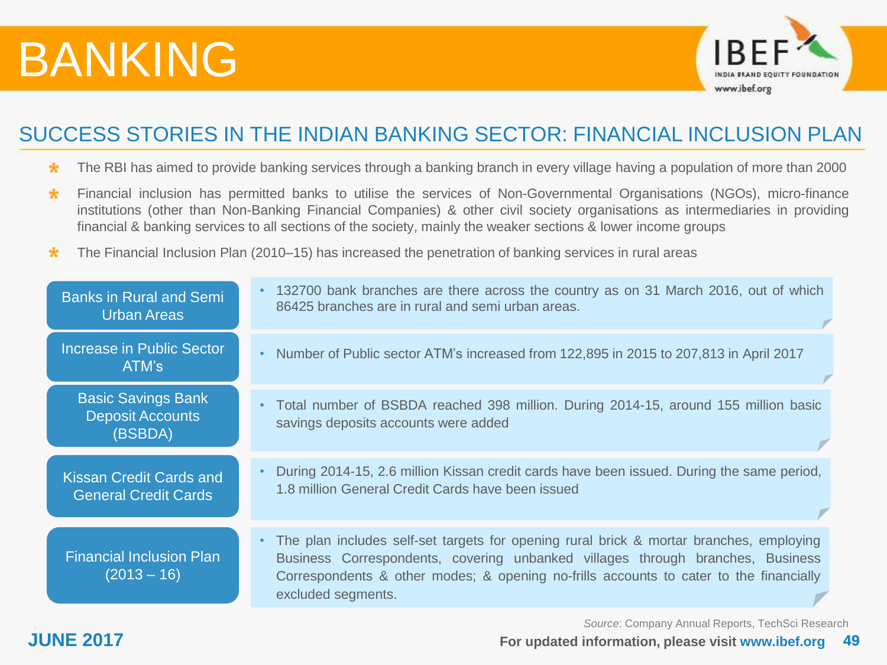# BANKING

## SUCCESS STORIES IN THE INDIAN BANKING SECTOR: FINANCIAL INCLUSION PLAN

- The RBI has aimed to provide banking services through a banking branch in every village having a population of more than 2000
- Financial inclusion has permitted banks to utilise the services of Non-Governmental Organisations (NGOs), micro-finance institutions (other than Non-Banking Financial Companies) & other civil society organisations as intermediaries in providing financial & banking services to all sections of the society, mainly the weaker sections & lower income groups
- The Financial Inclusion Plan (2010–15) has increased the penetration of banking services in rural areas

| | |
|---|---|
| Banks in Rural and Semi Urban Areas | • 132700 bank branches are there across the country as on 31 March 2016, out of which 86425 branches are in rural and semi urban areas. |
| Increase in Public Sector ATM's | • Number of Public sector ATM's increased from 122,895 in 2015 to 207,813 in April 2017 |
| Basic Savings Bank Deposit Accounts (BSBDA) | • Total number of BSBDA reached 398 million. During 2014-15, around 155 million basic savings deposits accounts were added |
| Kissan Credit Cards and General Credit Cards | • During 2014-15, 2.6 million Kissan credit cards have been issued. During the same period, 1.8 million General Credit Cards have been issued |
| Financial Inclusion Plan (2013 – 16) | • The plan includes self-set targets for opening rural brick & mortar branches, employing Business Correspondents, covering unbanked villages through branches, Business Correspondents & other modes; & opening no-frills accounts to cater to the financially excluded segments. |

*Source*: Company Annual Reports, TechSci Research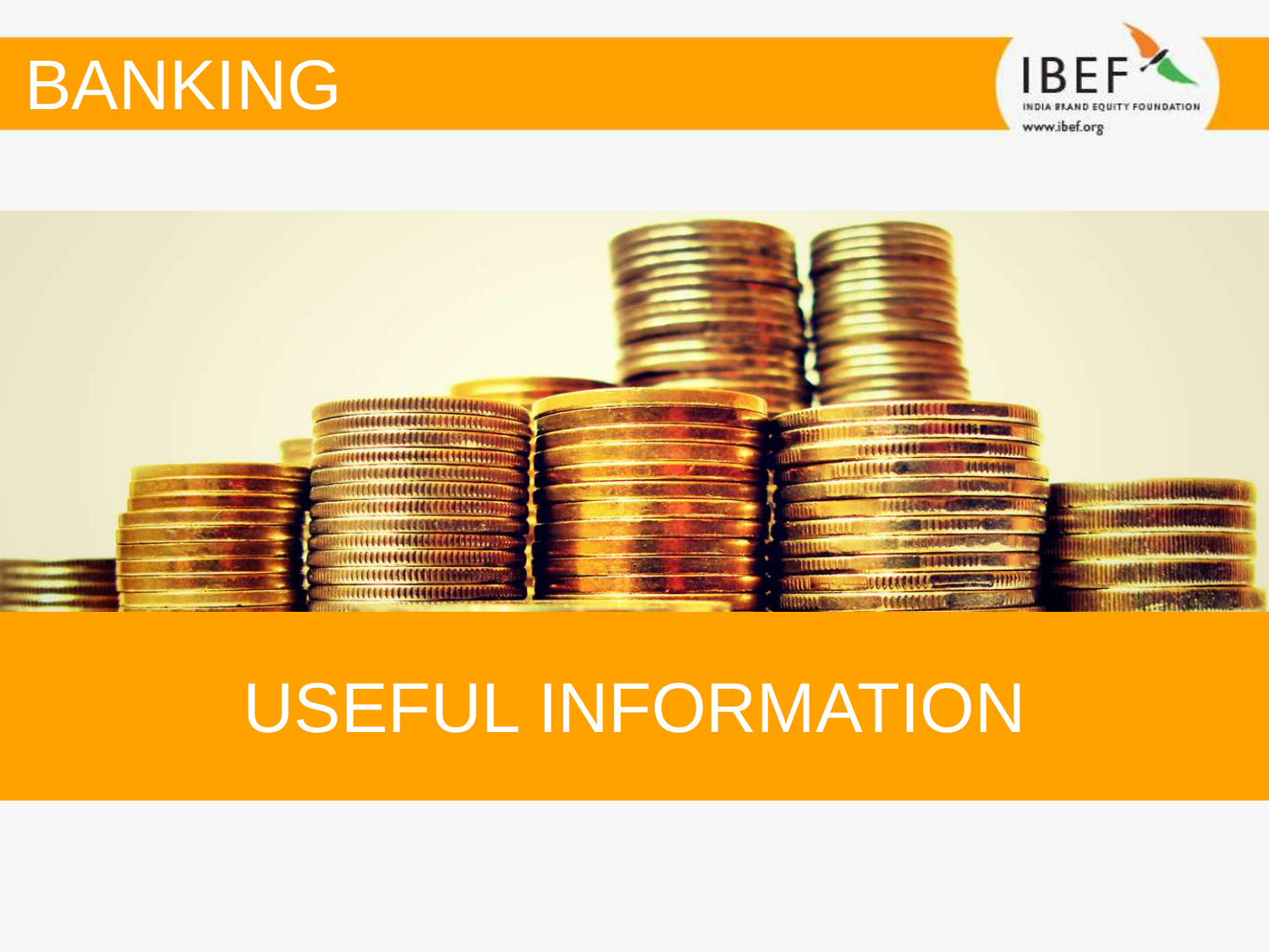# BANKING

# USEFUL INFORMATION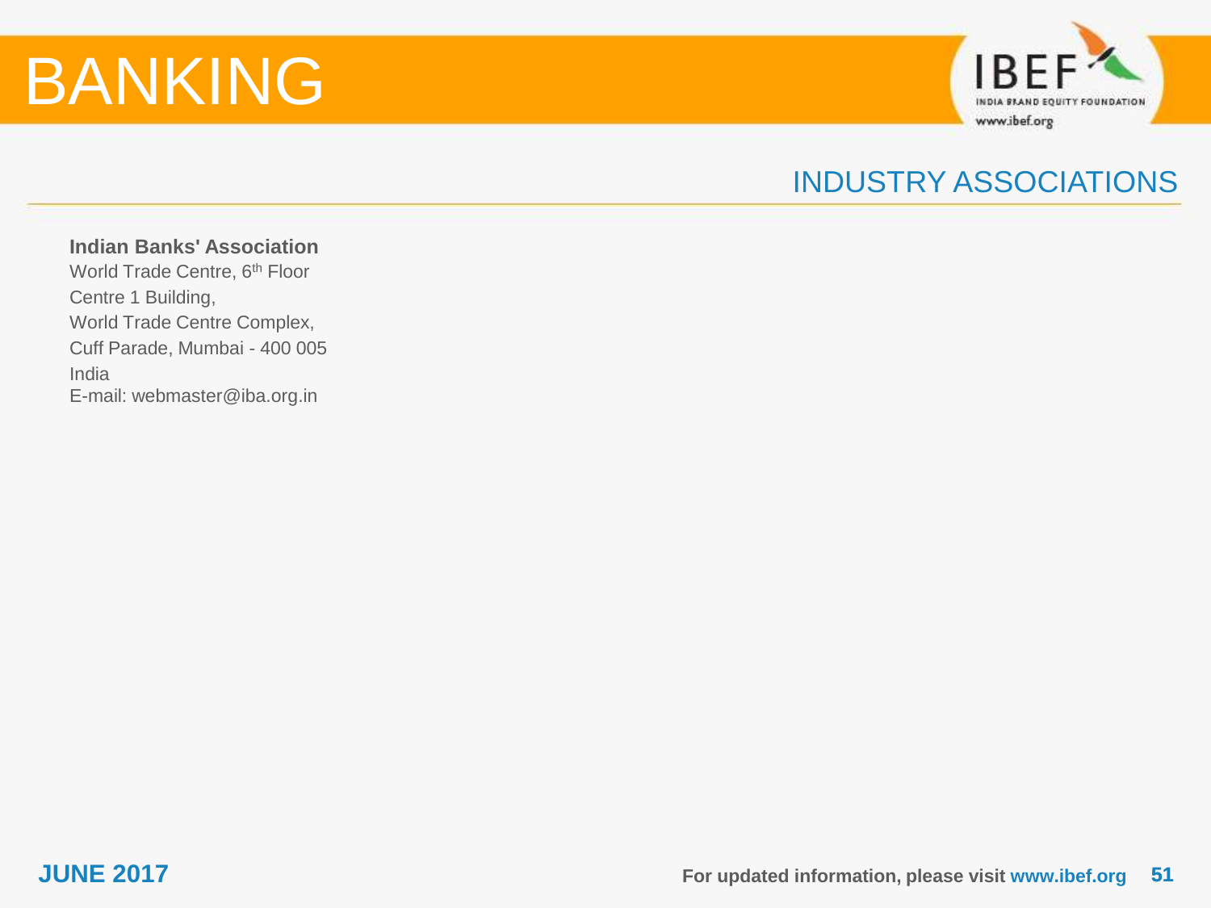## INDUSTRY ASSOCIATIONS

**Indian Banks' Association**
World Trade Centre, 6th Floor
Centre 1 Building,
World Trade Centre Complex,
Cuff Parade, Mumbai - 400 005
India
E-mail: webmaster@iba.org.in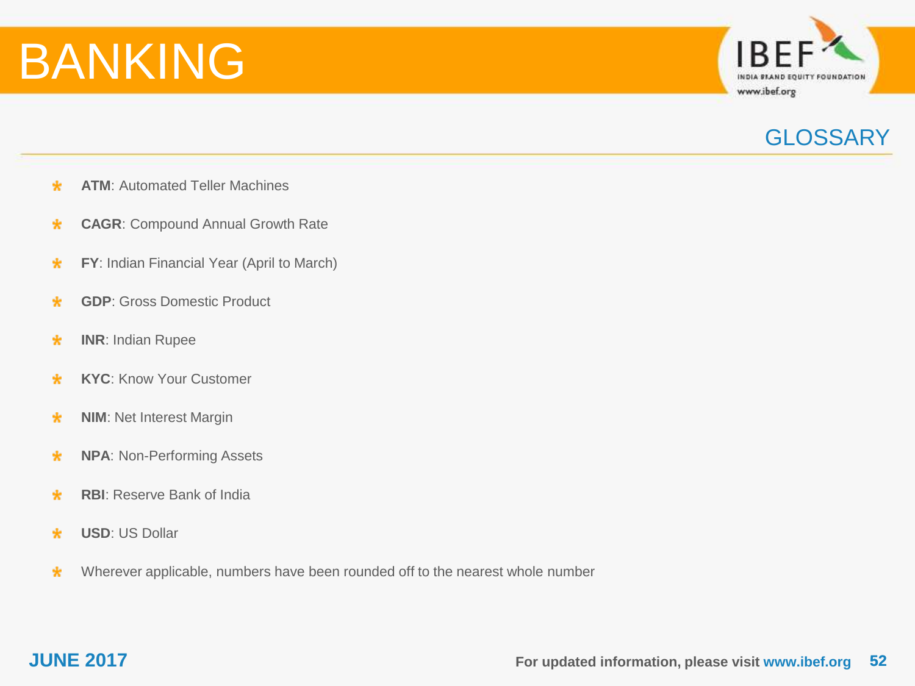# BANKING

## GLOSSARY

- **ATM**: Automated Teller Machines
- **CAGR**: Compound Annual Growth Rate
- **FY**: Indian Financial Year (April to March)
- **GDP**: Gross Domestic Product
- **INR**: Indian Rupee
- **KYC**: Know Your Customer
- **NIM**: Net Interest Margin
- **NPA**: Non-Performing Assets
- **RBI**: Reserve Bank of India
- **USD**: US Dollar
- Wherever applicable, numbers have been rounded off to the nearest whole number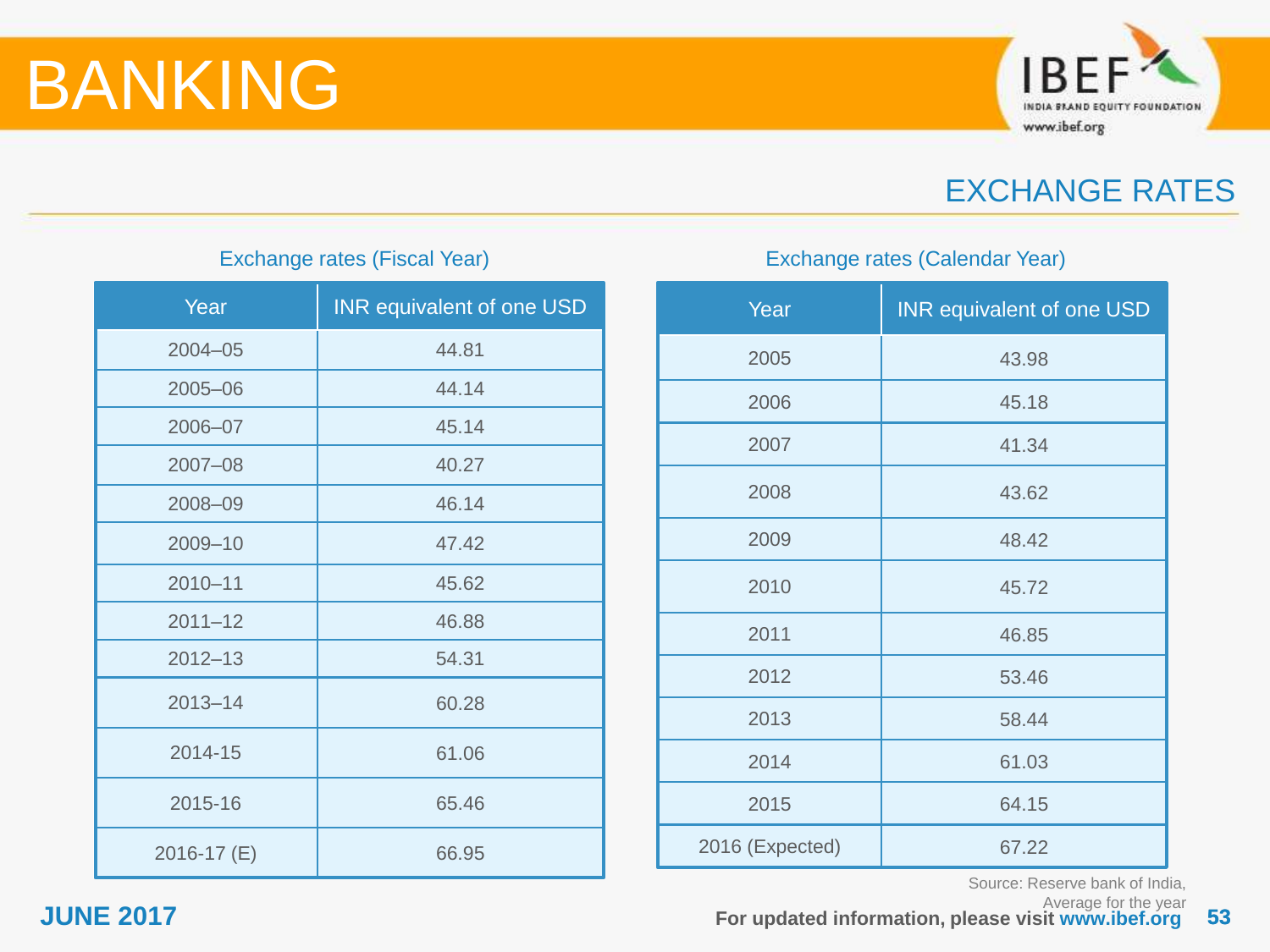# BANKING

## EXCHANGE RATES

Exchange rates (Fiscal Year)

| Year | INR equivalent of one USD |
|---|---|
| 2004–05 | 44.81 |
| 2005–06 | 44.14 |
| 2006–07 | 45.14 |
| 2007–08 | 40.27 |
| 2008–09 | 46.14 |
| 2009–10 | 47.42 |
| 2010–11 | 45.62 |
| 2011–12 | 46.88 |
| 2012–13 | 54.31 |
| 2013–14 | 60.28 |
| 2014-15 | 61.06 |
| 2015-16 | 65.46 |
| 2016-17 (E) | 66.95 |

Exchange rates (Calendar Year)

| Year | INR equivalent of one USD |
|---|---|
| 2005 | 43.98 |
| 2006 | 45.18 |
| 2007 | 41.34 |
| 2008 | 43.62 |
| 2009 | 48.42 |
| 2010 | 45.72 |
| 2011 | 46.85 |
| 2012 | 53.46 |
| 2013 | 58.44 |
| 2014 | 61.03 |
| 2015 | 64.15 |
| 2016 (Expected) | 67.22 |

Source: Reserve bank of India, Average for the year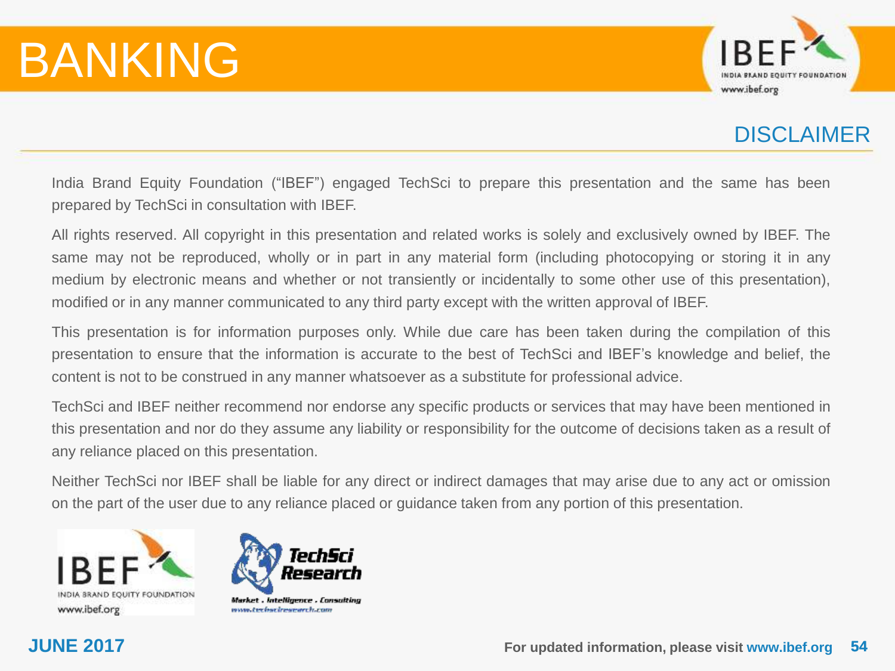# BANKING

## DISCLAIMER

India Brand Equity Foundation ("IBEF") engaged TechSci to prepare this presentation and the same has been prepared by TechSci in consultation with IBEF.

All rights reserved. All copyright in this presentation and related works is solely and exclusively owned by IBEF. The same may not be reproduced, wholly or in part in any material form (including photocopying or storing it in any medium by electronic means and whether or not transiently or incidentally to some other use of this presentation), modified or in any manner communicated to any third party except with the written approval of IBEF.

This presentation is for information purposes only. While due care has been taken during the compilation of this presentation to ensure that the information is accurate to the best of TechSci and IBEF's knowledge and belief, the content is not to be construed in any manner whatsoever as a substitute for professional advice.

TechSci and IBEF neither recommend nor endorse any specific products or services that may have been mentioned in this presentation and nor do they assume any liability or responsibility for the outcome of decisions taken as a result of any reliance placed on this presentation.

Neither TechSci nor IBEF shall be liable for any direct or indirect damages that may arise due to any act or omission on the part of the user due to any reliance placed or guidance taken from any portion of this presentation.

IBEF
INDIA BRAND EQUITY FOUNDATION
www.ibef.org

TechSci Research
Market . Intelligence . Consulting
www.techsciresearch.com

JUNE 2017

For updated information, please visit www.ibef.org